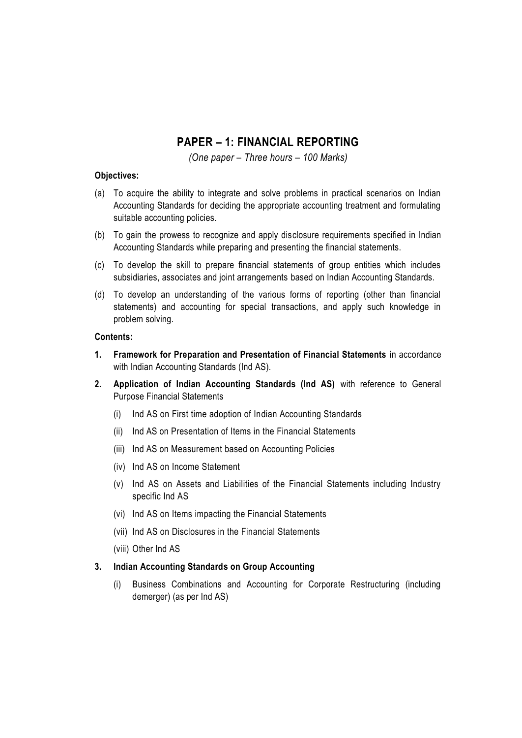# PAPER – 1: FINANCIAL REPORTING

*(One paper – Three hours – 100 Marks)*

**Objectives:**

(a) To acquire the ability to integrate and solve problems in practical scenarios on Indian Accounting Standards for deciding the appropriate accounting treatment and formulating suitable accounting policies.

(b) To gain the prowess to recognize and apply disclosure requirements specified in Indian Accounting Standards while preparing and presenting the financial statements.

(c) To develop the skill to prepare financial statements of group entities which includes subsidiaries, associates and joint arrangements based on Indian Accounting Standards.

(d) To develop an understanding of the various forms of reporting (other than financial statements) and accounting for special transactions, and apply such knowledge in problem solving.

**Contents:**

**1. Framework for Preparation and Presentation of Financial Statements** in accordance with Indian Accounting Standards (Ind AS).

**2. Application of Indian Accounting Standards (Ind AS)** with reference to General Purpose Financial Statements

(i) Ind AS on First time adoption of Indian Accounting Standards

(ii) Ind AS on Presentation of Items in the Financial Statements

(iii) Ind AS on Measurement based on Accounting Policies

(iv) Ind AS on Income Statement

(v) Ind AS on Assets and Liabilities of the Financial Statements including Industry specific Ind AS

(vi) Ind AS on Items impacting the Financial Statements

(vii) Ind AS on Disclosures in the Financial Statements

(viii) Other Ind AS

**3. Indian Accounting Standards on Group Accounting**

(i) Business Combinations and Accounting for Corporate Restructuring (including demerger) (as per Ind AS)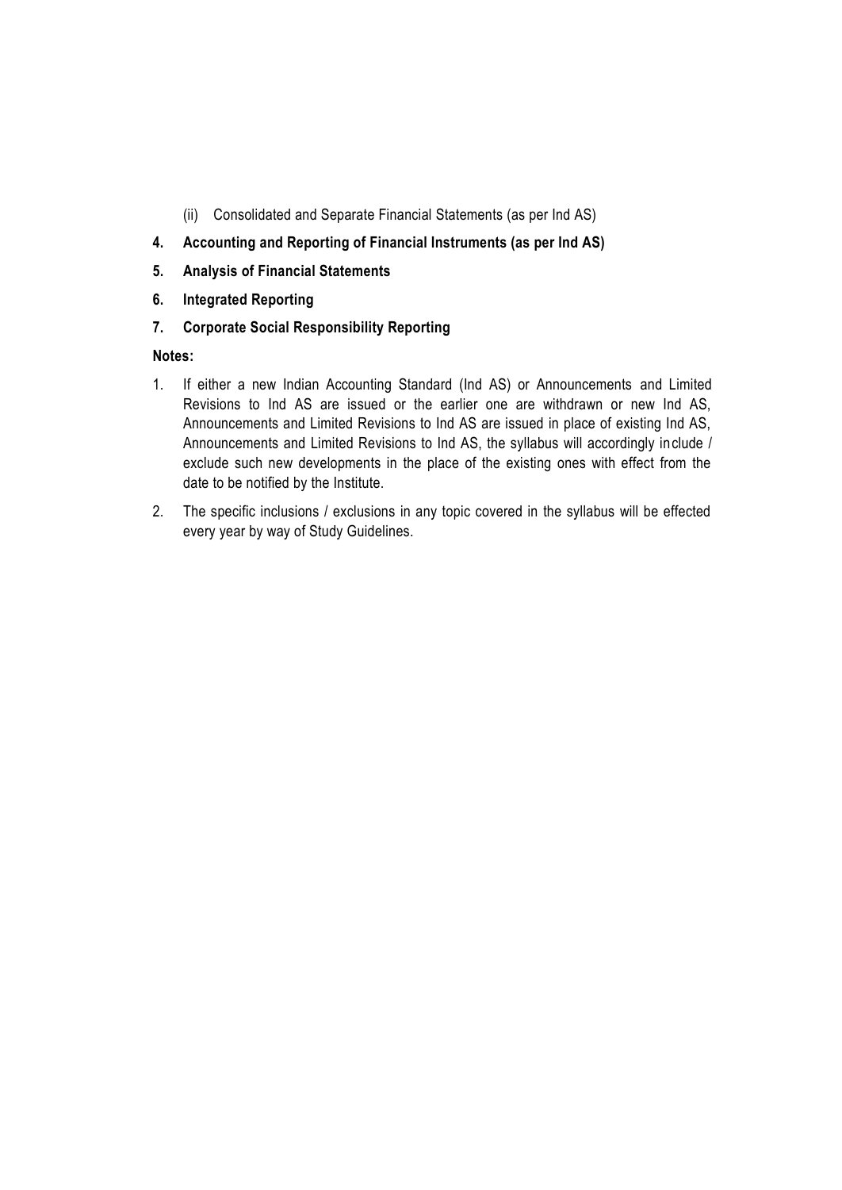(ii) Consolidated and Separate Financial Statements (as per Ind AS)

**4. Accounting and Reporting of Financial Instruments (as per Ind AS)**

**5. Analysis of Financial Statements**

**6. Integrated Reporting**

**7. Corporate Social Responsibility Reporting**

**Notes:**

1. If either a new Indian Accounting Standard (Ind AS) or Announcements and Limited Revisions to Ind AS are issued or the earlier one are withdrawn or new Ind AS, Announcements and Limited Revisions to Ind AS are issued in place of existing Ind AS, Announcements and Limited Revisions to Ind AS, the syllabus will accordingly include / exclude such new developments in the place of the existing ones with effect from the date to be notified by the Institute.
2. The specific inclusions / exclusions in any topic covered in the syllabus will be effected every year by way of Study Guidelines.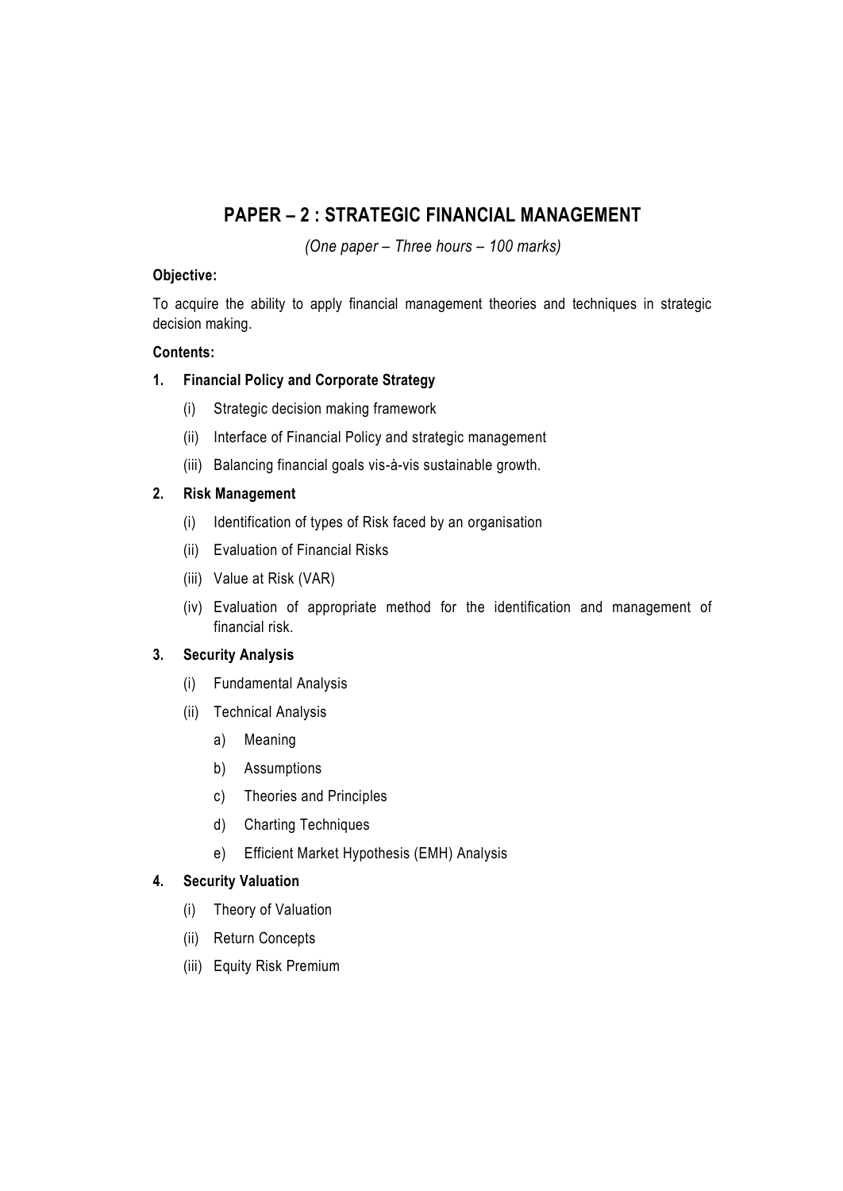## PAPER – 2 : STRATEGIC FINANCIAL MANAGEMENT

*(One paper – Three hours – 100 marks)*

**Objective:**

To acquire the ability to apply financial management theories and techniques in strategic decision making.

**Contents:**

**1. Financial Policy and Corporate Strategy**

(i) Strategic decision making framework

(ii) Interface of Financial Policy and strategic management

(iii) Balancing financial goals vis-à-vis sustainable growth.

**2. Risk Management**

(i) Identification of types of Risk faced by an organisation

(ii) Evaluation of Financial Risks

(iii) Value at Risk (VAR)

(iv) Evaluation of appropriate method for the identification and management of financial risk.

**3. Security Analysis**

(i) Fundamental Analysis

(ii) Technical Analysis

a) Meaning

b) Assumptions

c) Theories and Principles

d) Charting Techniques

e) Efficient Market Hypothesis (EMH) Analysis

**4. Security Valuation**

(i) Theory of Valuation

(ii) Return Concepts

(iii) Equity Risk Premium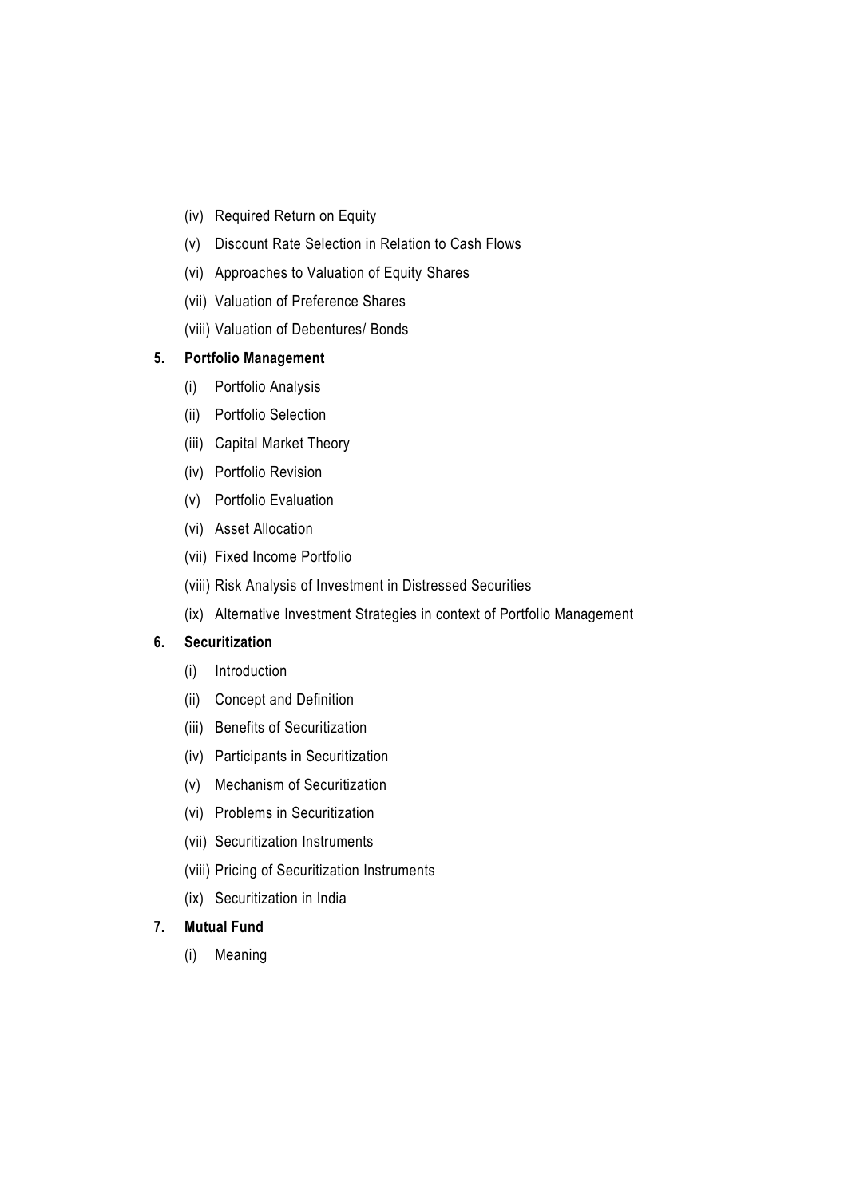(iv) Required Return on Equity

(v) Discount Rate Selection in Relation to Cash Flows

(vi) Approaches to Valuation of Equity Shares

(vii) Valuation of Preference Shares

(viii) Valuation of Debentures/ Bonds

**5. Portfolio Management**

(i) Portfolio Analysis

(ii) Portfolio Selection

(iii) Capital Market Theory

(iv) Portfolio Revision

(v) Portfolio Evaluation

(vi) Asset Allocation

(vii) Fixed Income Portfolio

(viii) Risk Analysis of Investment in Distressed Securities

(ix) Alternative Investment Strategies in context of Portfolio Management

**6. Securitization**

(i) Introduction

(ii) Concept and Definition

(iii) Benefits of Securitization

(iv) Participants in Securitization

(v) Mechanism of Securitization

(vi) Problems in Securitization

(vii) Securitization Instruments

(viii) Pricing of Securitization Instruments

(ix) Securitization in India

**7. Mutual Fund**

(i) Meaning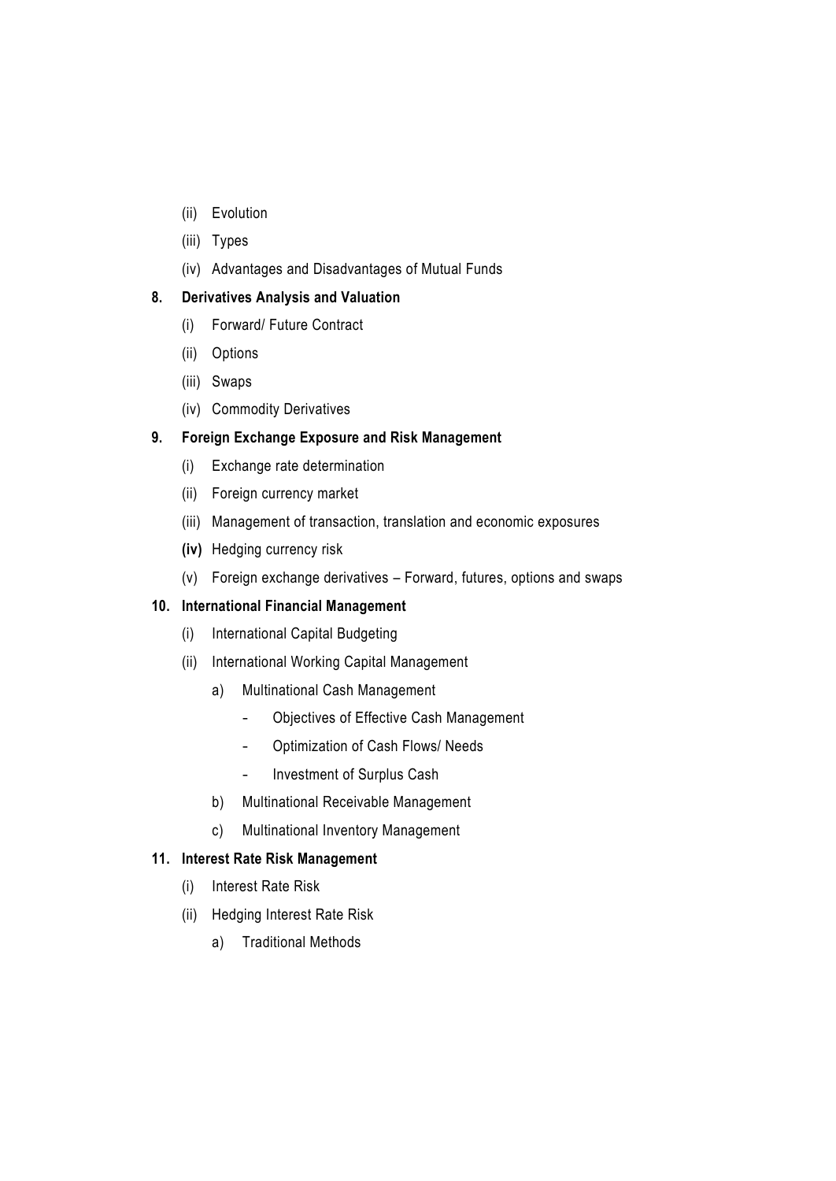(ii) Evolution

(iii) Types

(iv) Advantages and Disadvantages of Mutual Funds

**8. Derivatives Analysis and Valuation**

(i) Forward/ Future Contract

(ii) Options

(iii) Swaps

(iv) Commodity Derivatives

**9. Foreign Exchange Exposure and Risk Management**

(i) Exchange rate determination

(ii) Foreign currency market

(iii) Management of transaction, translation and economic exposures

**(iv)** Hedging currency risk

(v) Foreign exchange derivatives – Forward, futures, options and swaps

**10. International Financial Management**

(i) International Capital Budgeting

(ii) International Working Capital Management

a) Multinational Cash Management

- Objectives of Effective Cash Management
- Optimization of Cash Flows/ Needs
- Investment of Surplus Cash

b) Multinational Receivable Management

c) Multinational Inventory Management

**11. Interest Rate Risk Management**

(i) Interest Rate Risk

(ii) Hedging Interest Rate Risk

a) Traditional Methods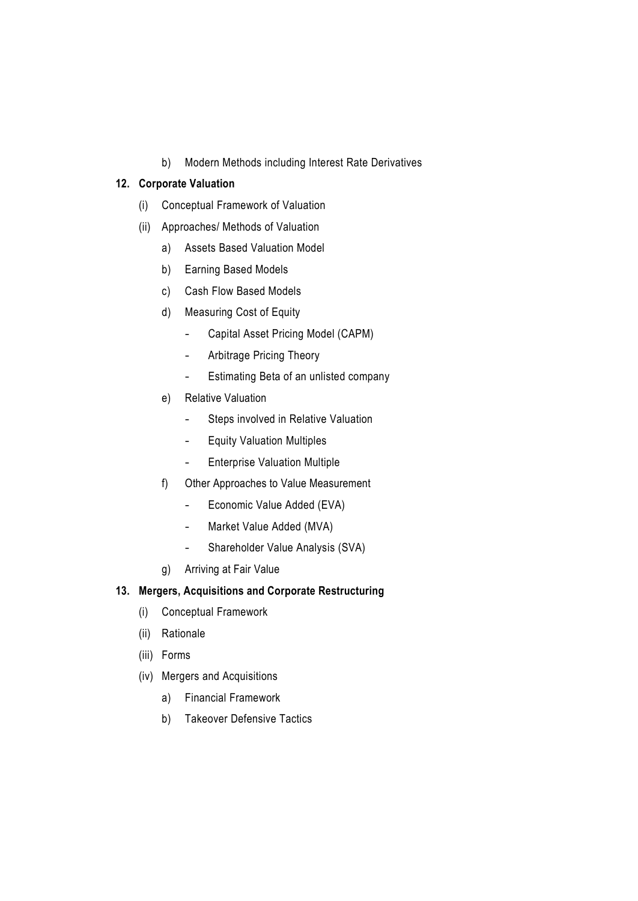b) Modern Methods including Interest Rate Derivatives

**12. Corporate Valuation**

(i) Conceptual Framework of Valuation

(ii) Approaches/ Methods of Valuation

a) Assets Based Valuation Model

b) Earning Based Models

c) Cash Flow Based Models

d) Measuring Cost of Equity

- Capital Asset Pricing Model (CAPM)
- Arbitrage Pricing Theory
- Estimating Beta of an unlisted company

e) Relative Valuation

- Steps involved in Relative Valuation
- Equity Valuation Multiples
- Enterprise Valuation Multiple

f) Other Approaches to Value Measurement

- Economic Value Added (EVA)
- Market Value Added (MVA)
- Shareholder Value Analysis (SVA)

g) Arriving at Fair Value

**13. Mergers, Acquisitions and Corporate Restructuring**

(i) Conceptual Framework

(ii) Rationale

(iii) Forms

(iv) Mergers and Acquisitions

a) Financial Framework

b) Takeover Defensive Tactics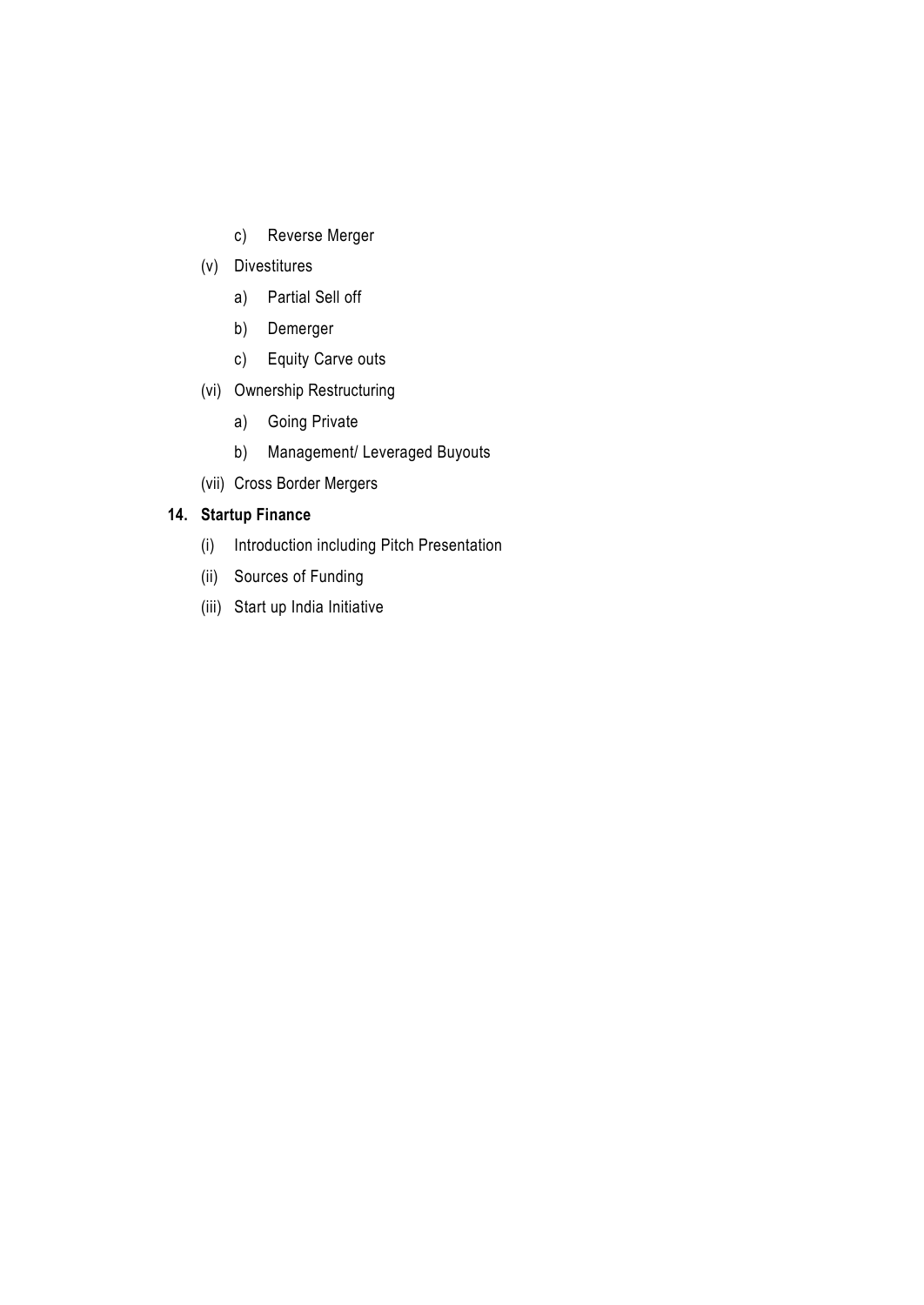c) Reverse Merger

(v) Divestitures

a) Partial Sell off

b) Demerger

c) Equity Carve outs

(vi) Ownership Restructuring

a) Going Private

b) Management/ Leveraged Buyouts

(vii) Cross Border Mergers

**14. Startup Finance**

(i) Introduction including Pitch Presentation

(ii) Sources of Funding

(iii) Start up India Initiative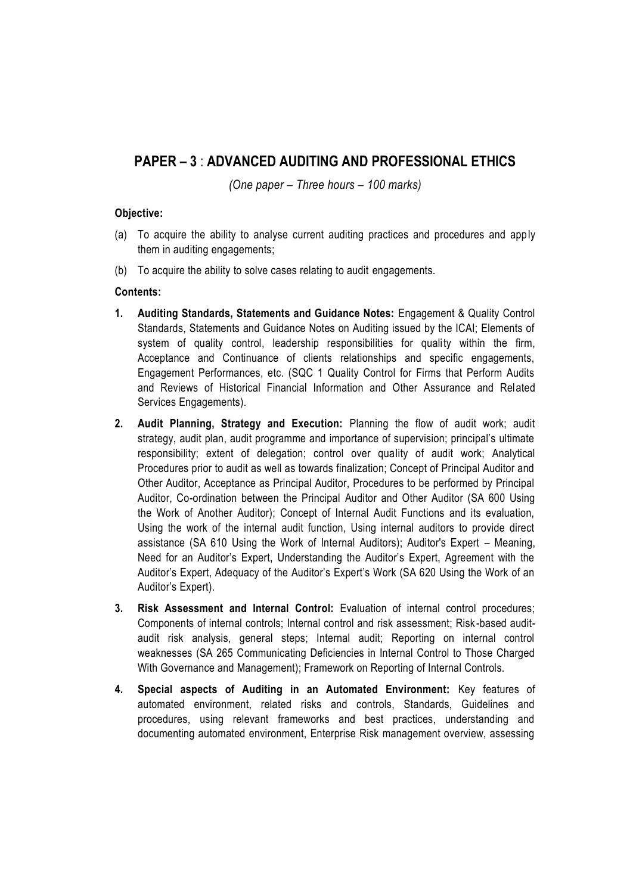## PAPER – 3 : ADVANCED AUDITING AND PROFESSIONAL ETHICS

*(One paper – Three hours – 100 marks)*

**Objective:**

(a) To acquire the ability to analyse current auditing practices and procedures and apply them in auditing engagements;

(b) To acquire the ability to solve cases relating to audit engagements.

**Contents:**

1. **Auditing Standards, Statements and Guidance Notes:** Engagement & Quality Control Standards, Statements and Guidance Notes on Auditing issued by the ICAI; Elements of system of quality control, leadership responsibilities for quality within the firm, Acceptance and Continuance of clients relationships and specific engagements, Engagement Performances, etc. (SQC 1 Quality Control for Firms that Perform Audits and Reviews of Historical Financial Information and Other Assurance and Related Services Engagements).

2. **Audit Planning, Strategy and Execution:** Planning the flow of audit work; audit strategy, audit plan, audit programme and importance of supervision; principal's ultimate responsibility; extent of delegation; control over quality of audit work; Analytical Procedures prior to audit as well as towards finalization; Concept of Principal Auditor and Other Auditor, Acceptance as Principal Auditor, Procedures to be performed by Principal Auditor, Co-ordination between the Principal Auditor and Other Auditor (SA 600 Using the Work of Another Auditor); Concept of Internal Audit Functions and its evaluation, Using the work of the internal audit function, Using internal auditors to provide direct assistance (SA 610 Using the Work of Internal Auditors); Auditor's Expert – Meaning, Need for an Auditor's Expert, Understanding the Auditor's Expert, Agreement with the Auditor's Expert, Adequacy of the Auditor's Expert's Work (SA 620 Using the Work of an Auditor's Expert).

3. **Risk Assessment and Internal Control:** Evaluation of internal control procedures; Components of internal controls; Internal control and risk assessment; Risk-based audit-audit risk analysis, general steps; Internal audit; Reporting on internal control weaknesses (SA 265 Communicating Deficiencies in Internal Control to Those Charged With Governance and Management); Framework on Reporting of Internal Controls.

4. **Special aspects of Auditing in an Automated Environment:** Key features of automated environment, related risks and controls, Standards, Guidelines and procedures, using relevant frameworks and best practices, understanding and documenting automated environment, Enterprise Risk management overview, assessing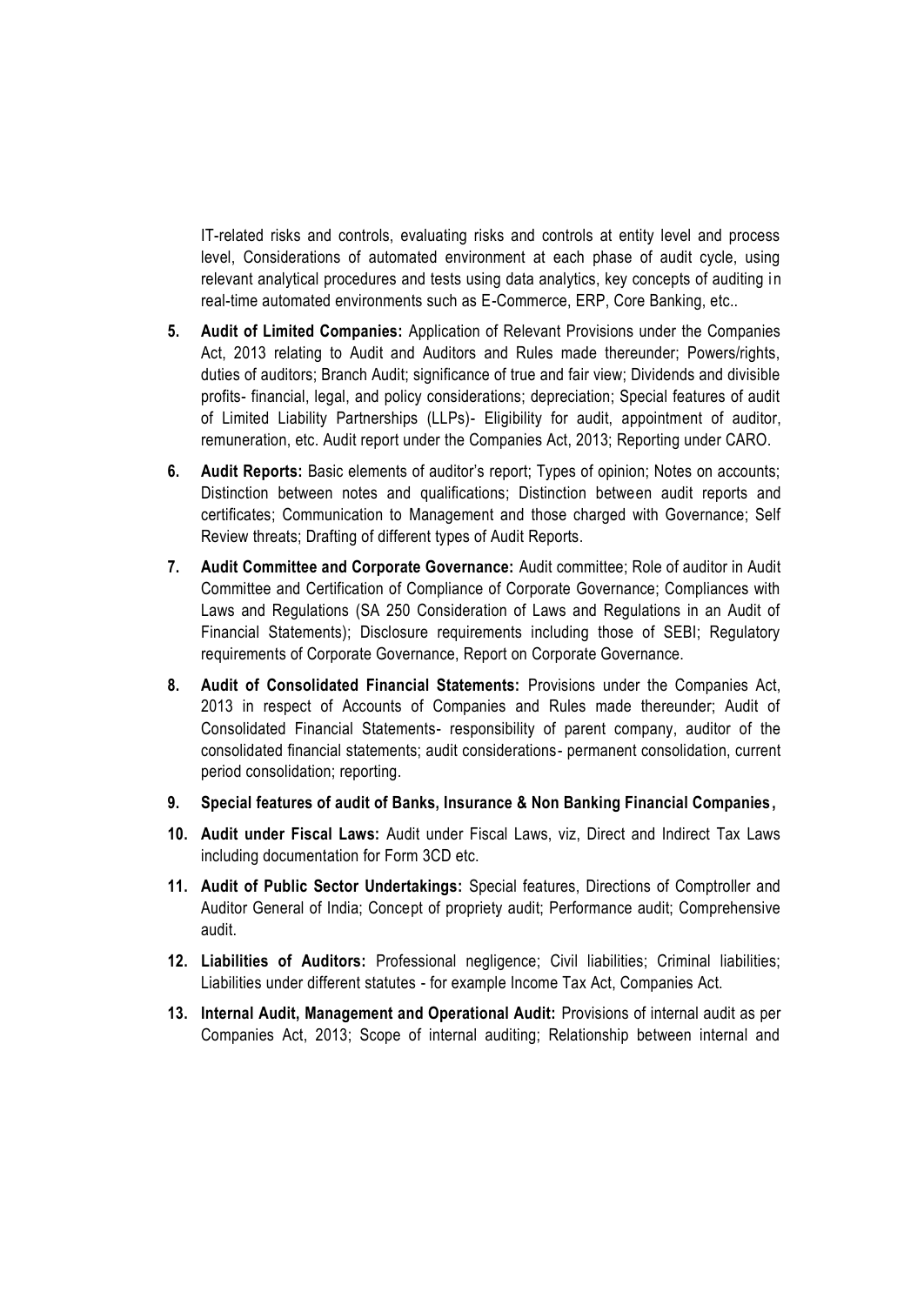IT-related risks and controls, evaluating risks and controls at entity level and process level, Considerations of automated environment at each phase of audit cycle, using relevant analytical procedures and tests using data analytics, key concepts of auditing in real-time automated environments such as E-Commerce, ERP, Core Banking, etc..

5. **Audit of Limited Companies:** Application of Relevant Provisions under the Companies Act, 2013 relating to Audit and Auditors and Rules made thereunder; Powers/rights, duties of auditors; Branch Audit; significance of true and fair view; Dividends and divisible profits- financial, legal, and policy considerations; depreciation; Special features of audit of Limited Liability Partnerships (LLPs)- Eligibility for audit, appointment of auditor, remuneration, etc. Audit report under the Companies Act, 2013; Reporting under CARO.

6. **Audit Reports:** Basic elements of auditor's report; Types of opinion; Notes on accounts; Distinction between notes and qualifications; Distinction between audit reports and certificates; Communication to Management and those charged with Governance; Self Review threats; Drafting of different types of Audit Reports.

7. **Audit Committee and Corporate Governance:** Audit committee; Role of auditor in Audit Committee and Certification of Compliance of Corporate Governance; Compliances with Laws and Regulations (SA 250 Consideration of Laws and Regulations in an Audit of Financial Statements); Disclosure requirements including those of SEBI; Regulatory requirements of Corporate Governance, Report on Corporate Governance.

8. **Audit of Consolidated Financial Statements:** Provisions under the Companies Act, 2013 in respect of Accounts of Companies and Rules made thereunder; Audit of Consolidated Financial Statements- responsibility of parent company, auditor of the consolidated financial statements; audit considerations- permanent consolidation, current period consolidation; reporting.

9. **Special features of audit of Banks, Insurance & Non Banking Financial Companies,**

10. **Audit under Fiscal Laws:** Audit under Fiscal Laws, viz, Direct and Indirect Tax Laws including documentation for Form 3CD etc.

11. **Audit of Public Sector Undertakings:** Special features, Directions of Comptroller and Auditor General of India; Concept of propriety audit; Performance audit; Comprehensive audit.

12. **Liabilities of Auditors:** Professional negligence; Civil liabilities; Criminal liabilities; Liabilities under different statutes - for example Income Tax Act, Companies Act.

13. **Internal Audit, Management and Operational Audit:** Provisions of internal audit as per Companies Act, 2013; Scope of internal auditing; Relationship between internal and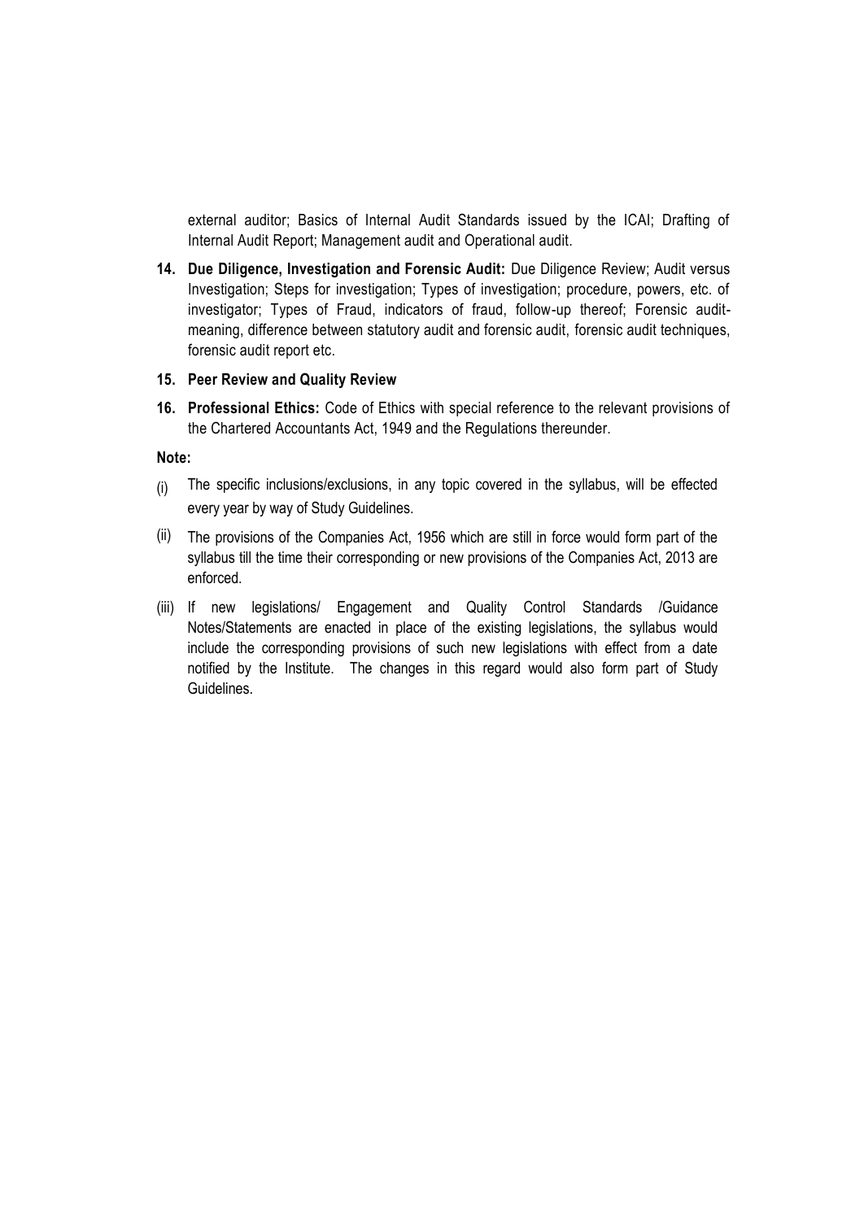external auditor; Basics of Internal Audit Standards issued by the ICAI; Drafting of Internal Audit Report; Management audit and Operational audit.

14. **Due Diligence, Investigation and Forensic Audit:** Due Diligence Review; Audit versus Investigation; Steps for investigation; Types of investigation; procedure, powers, etc. of investigator; Types of Fraud, indicators of fraud, follow-up thereof; Forensic audit-meaning, difference between statutory audit and forensic audit, forensic audit techniques, forensic audit report etc.

15. **Peer Review and Quality Review**

16. **Professional Ethics:** Code of Ethics with special reference to the relevant provisions of the Chartered Accountants Act, 1949 and the Regulations thereunder.

**Note:**

(i) The specific inclusions/exclusions, in any topic covered in the syllabus, will be effected every year by way of Study Guidelines.

(ii) The provisions of the Companies Act, 1956 which are still in force would form part of the syllabus till the time their corresponding or new provisions of the Companies Act, 2013 are enforced.

(iii) If new legislations/ Engagement and Quality Control Standards /Guidance Notes/Statements are enacted in place of the existing legislations, the syllabus would include the corresponding provisions of such new legislations with effect from a date notified by the Institute. The changes in this regard would also form part of Study Guidelines.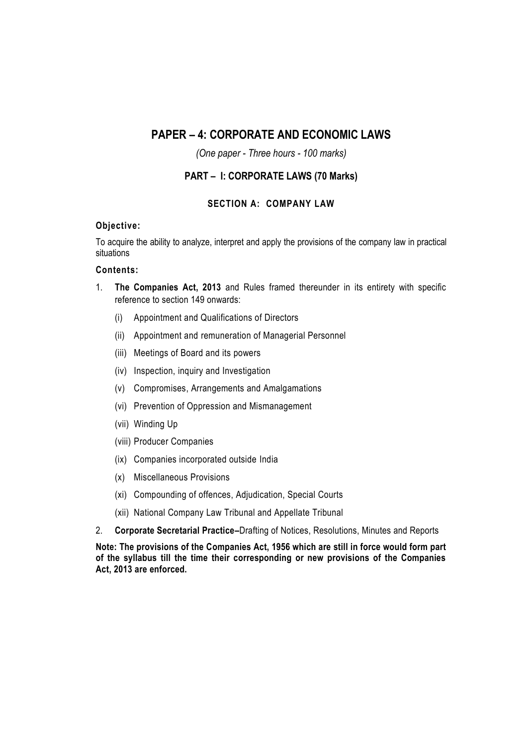# PAPER – 4: CORPORATE AND ECONOMIC LAWS

*(One paper - Three hours - 100 marks)*

## PART – I: CORPORATE LAWS (70 Marks)

### SECTION A: COMPANY LAW

**Objective:**

To acquire the ability to analyze, interpret and apply the provisions of the company law in practical situations

**Contents:**

1. **The Companies Act, 2013** and Rules framed thereunder in its entirety with specific reference to section 149 onwards:
    - (i) Appointment and Qualifications of Directors
    - (ii) Appointment and remuneration of Managerial Personnel
    - (iii) Meetings of Board and its powers
    - (iv) Inspection, inquiry and Investigation
    - (v) Compromises, Arrangements and Amalgamations
    - (vi) Prevention of Oppression and Mismanagement
    - (vii) Winding Up
    - (viii) Producer Companies
    - (ix) Companies incorporated outside India
    - (x) Miscellaneous Provisions
    - (xi) Compounding of offences, Adjudication, Special Courts
    - (xii) National Company Law Tribunal and Appellate Tribunal
2. **Corporate Secretarial Practice–**Drafting of Notices, Resolutions, Minutes and Reports

**Note: The provisions of the Companies Act, 1956 which are still in force would form part of the syllabus till the time their corresponding or new provisions of the Companies Act, 2013 are enforced.**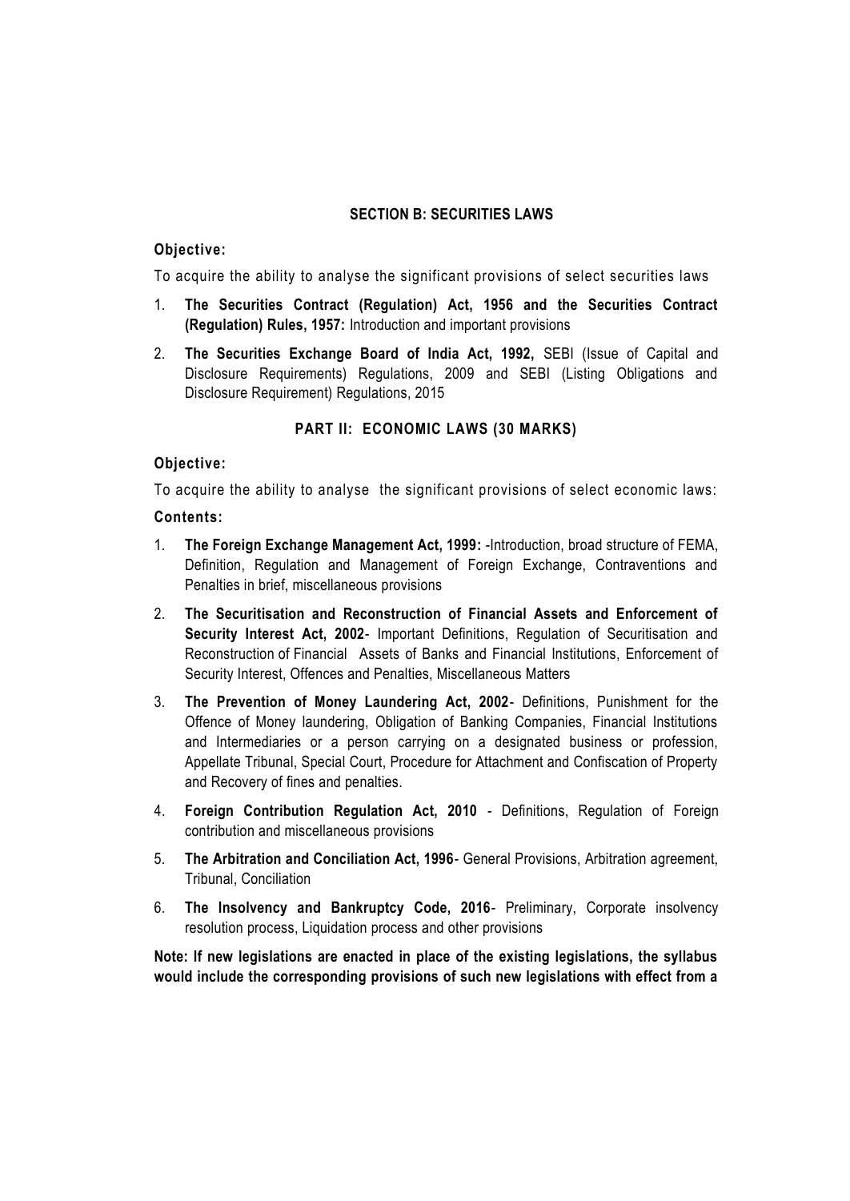### SECTION B: SECURITIES LAWS

**Objective:**

To acquire the ability to analyse the significant provisions of select securities laws

1. **The Securities Contract (Regulation) Act, 1956 and the Securities Contract (Regulation) Rules, 1957:** Introduction and important provisions
2. **The Securities Exchange Board of India Act, 1992,** SEBI (Issue of Capital and Disclosure Requirements) Regulations, 2009 and SEBI (Listing Obligations and Disclosure Requirement) Regulations, 2015

### PART II: ECONOMIC LAWS (30 MARKS)

**Objective:**

To acquire the ability to analyse the significant provisions of select economic laws:

**Contents:**

1. **The Foreign Exchange Management Act, 1999:** -Introduction, broad structure of FEMA, Definition, Regulation and Management of Foreign Exchange, Contraventions and Penalties in brief, miscellaneous provisions
2. **The Securitisation and Reconstruction of Financial Assets and Enforcement of Security Interest Act, 2002**- Important Definitions, Regulation of Securitisation and Reconstruction of Financial Assets of Banks and Financial Institutions, Enforcement of Security Interest, Offences and Penalties, Miscellaneous Matters
3. **The Prevention of Money Laundering Act, 2002**- Definitions, Punishment for the Offence of Money laundering, Obligation of Banking Companies, Financial Institutions and Intermediaries or a person carrying on a designated business or profession, Appellate Tribunal, Special Court, Procedure for Attachment and Confiscation of Property and Recovery of fines and penalties.
4. **Foreign Contribution Regulation Act, 2010** - Definitions, Regulation of Foreign contribution and miscellaneous provisions
5. **The Arbitration and Conciliation Act, 1996**- General Provisions, Arbitration agreement, Tribunal, Conciliation
6. **The Insolvency and Bankruptcy Code, 2016**- Preliminary, Corporate insolvency resolution process, Liquidation process and other provisions

**Note: If new legislations are enacted in place of the existing legislations, the syllabus would include the corresponding provisions of such new legislations with effect from a**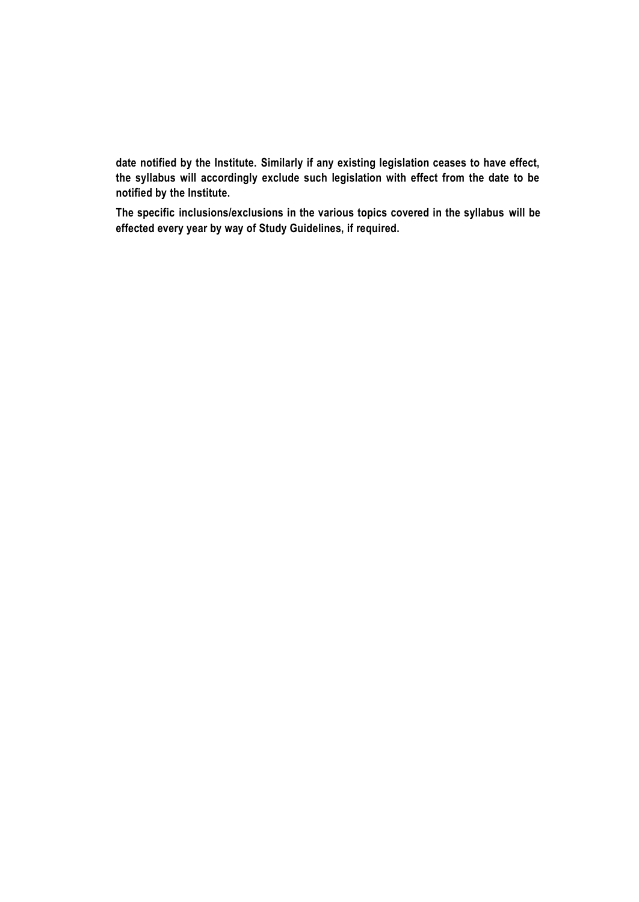**date notified by the Institute. Similarly if any existing legislation ceases to have effect, the syllabus will accordingly exclude such legislation with effect from the date to be notified by the Institute.**

**The specific inclusions/exclusions in the various topics covered in the syllabus will be effected every year by way of Study Guidelines, if required.**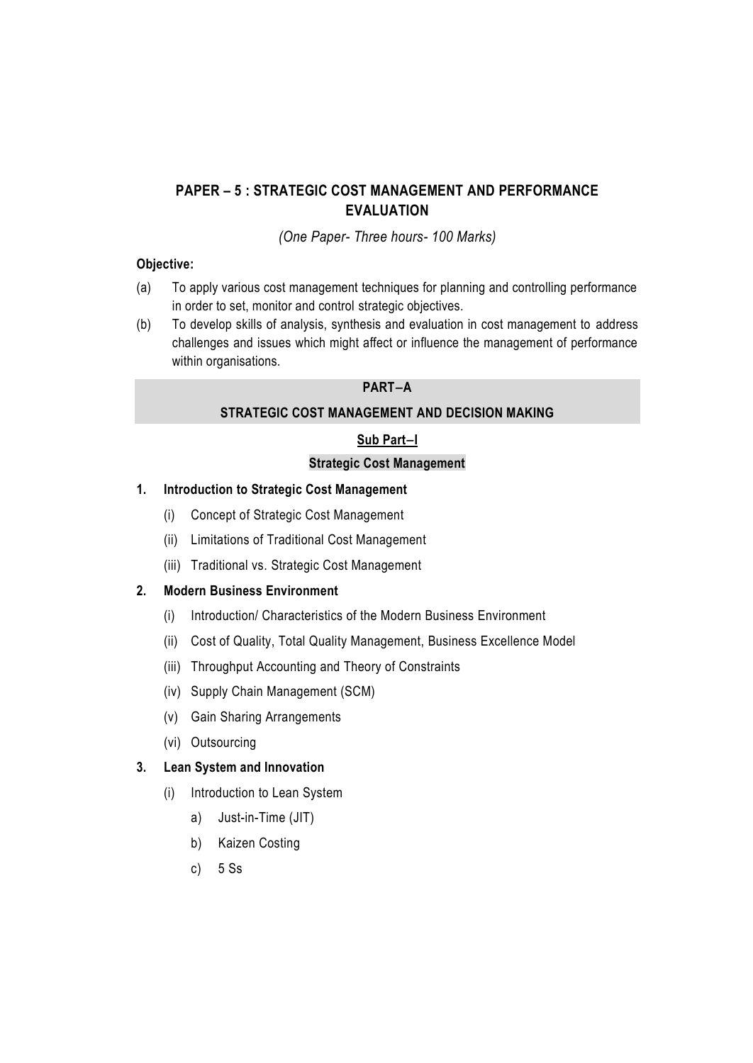## PAPER – 5 : STRATEGIC COST MANAGEMENT AND PERFORMANCE EVALUATION

*(One Paper- Three hours- 100 Marks)*

**Objective:**

(a) To apply various cost management techniques for planning and controlling performance in order to set, monitor and control strategic objectives.

(b) To develop skills of analysis, synthesis and evaluation in cost management to address challenges and issues which might affect or influence the management of performance within organisations.

### PART–A

### STRATEGIC COST MANAGEMENT AND DECISION MAKING

**Sub Part–I**

**Strategic Cost Management**

**1. Introduction to Strategic Cost Management**

(i) Concept of Strategic Cost Management

(ii) Limitations of Traditional Cost Management

(iii) Traditional vs. Strategic Cost Management

**2. Modern Business Environment**

(i) Introduction/ Characteristics of the Modern Business Environment

(ii) Cost of Quality, Total Quality Management, Business Excellence Model

(iii) Throughput Accounting and Theory of Constraints

(iv) Supply Chain Management (SCM)

(v) Gain Sharing Arrangements

(vi) Outsourcing

**3. Lean System and Innovation**

(i) Introduction to Lean System

a) Just-in-Time (JIT)

b) Kaizen Costing

c) 5 Ss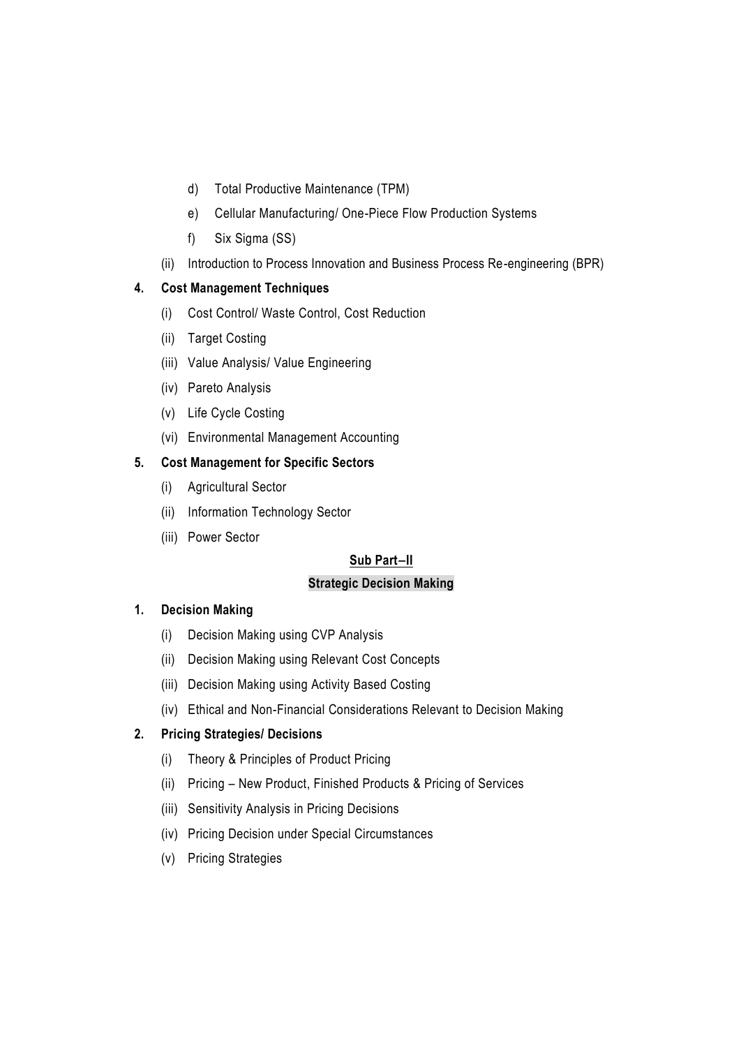d) Total Productive Maintenance (TPM)

e) Cellular Manufacturing/ One-Piece Flow Production Systems

f) Six Sigma (SS)

(ii) Introduction to Process Innovation and Business Process Re-engineering (BPR)

**4. Cost Management Techniques**

(i) Cost Control/ Waste Control, Cost Reduction

(ii) Target Costing

(iii) Value Analysis/ Value Engineering

(iv) Pareto Analysis

(v) Life Cycle Costing

(vi) Environmental Management Accounting

**5. Cost Management for Specific Sectors**

(i) Agricultural Sector

(ii) Information Technology Sector

(iii) Power Sector

## Sub Part–II

## Strategic Decision Making

**1. Decision Making**

(i) Decision Making using CVP Analysis

(ii) Decision Making using Relevant Cost Concepts

(iii) Decision Making using Activity Based Costing

(iv) Ethical and Non-Financial Considerations Relevant to Decision Making

**2. Pricing Strategies/ Decisions**

(i) Theory & Principles of Product Pricing

(ii) Pricing – New Product, Finished Products & Pricing of Services

(iii) Sensitivity Analysis in Pricing Decisions

(iv) Pricing Decision under Special Circumstances

(v) Pricing Strategies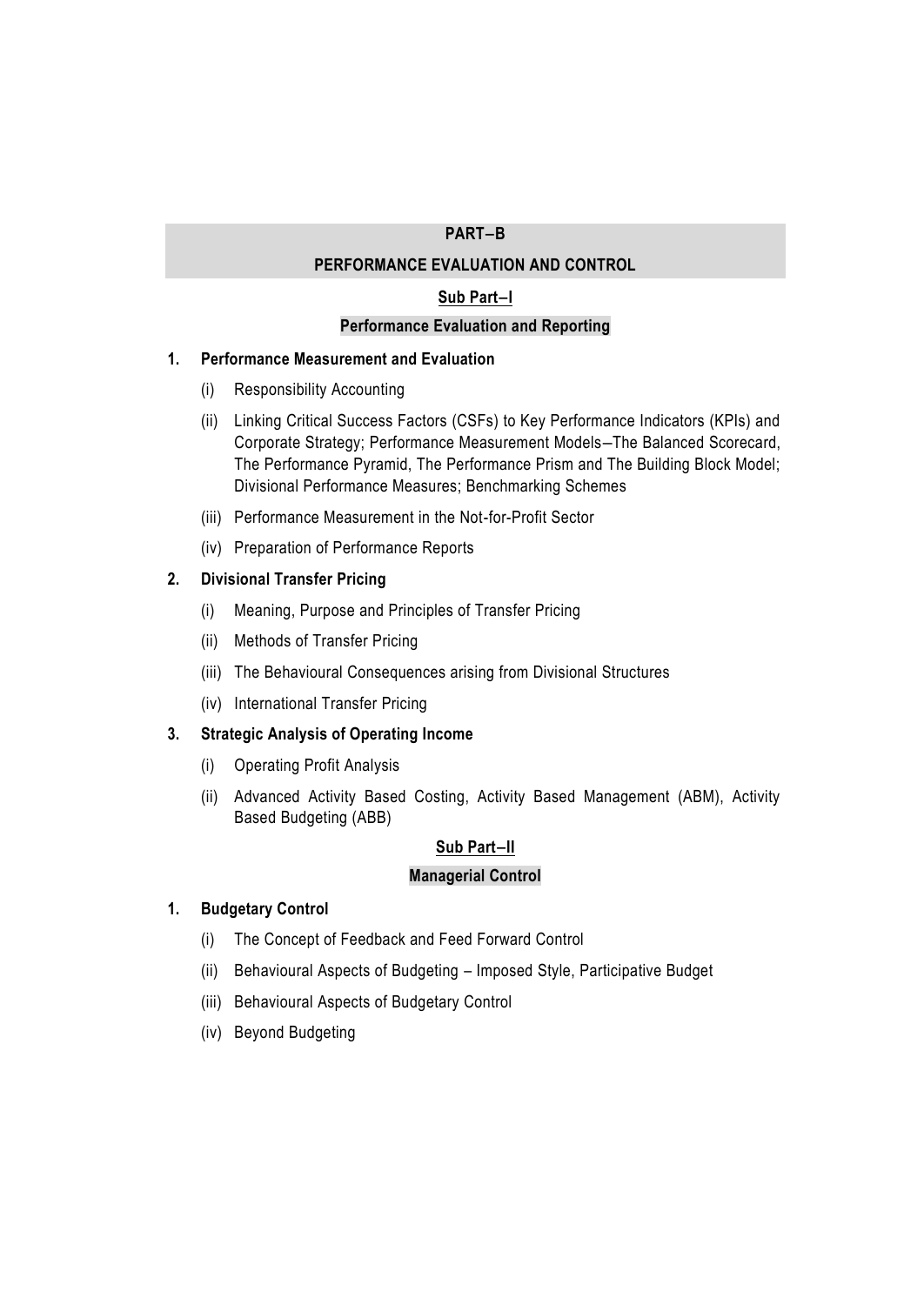## PART–B

## PERFORMANCE EVALUATION AND CONTROL

### Sub Part–I

### Performance Evaluation and Reporting

**1. Performance Measurement and Evaluation**

(i) Responsibility Accounting

(ii) Linking Critical Success Factors (CSFs) to Key Performance Indicators (KPIs) and Corporate Strategy; Performance Measurement Models–The Balanced Scorecard, The Performance Pyramid, The Performance Prism and The Building Block Model; Divisional Performance Measures; Benchmarking Schemes

(iii) Performance Measurement in the Not-for-Profit Sector

(iv) Preparation of Performance Reports

**2. Divisional Transfer Pricing**

(i) Meaning, Purpose and Principles of Transfer Pricing

(ii) Methods of Transfer Pricing

(iii) The Behavioural Consequences arising from Divisional Structures

(iv) International Transfer Pricing

**3. Strategic Analysis of Operating Income**

(i) Operating Profit Analysis

(ii) Advanced Activity Based Costing, Activity Based Management (ABM), Activity Based Budgeting (ABB)

### Sub Part–II

### Managerial Control

**1. Budgetary Control**

(i) The Concept of Feedback and Feed Forward Control

(ii) Behavioural Aspects of Budgeting – Imposed Style, Participative Budget

(iii) Behavioural Aspects of Budgetary Control

(iv) Beyond Budgeting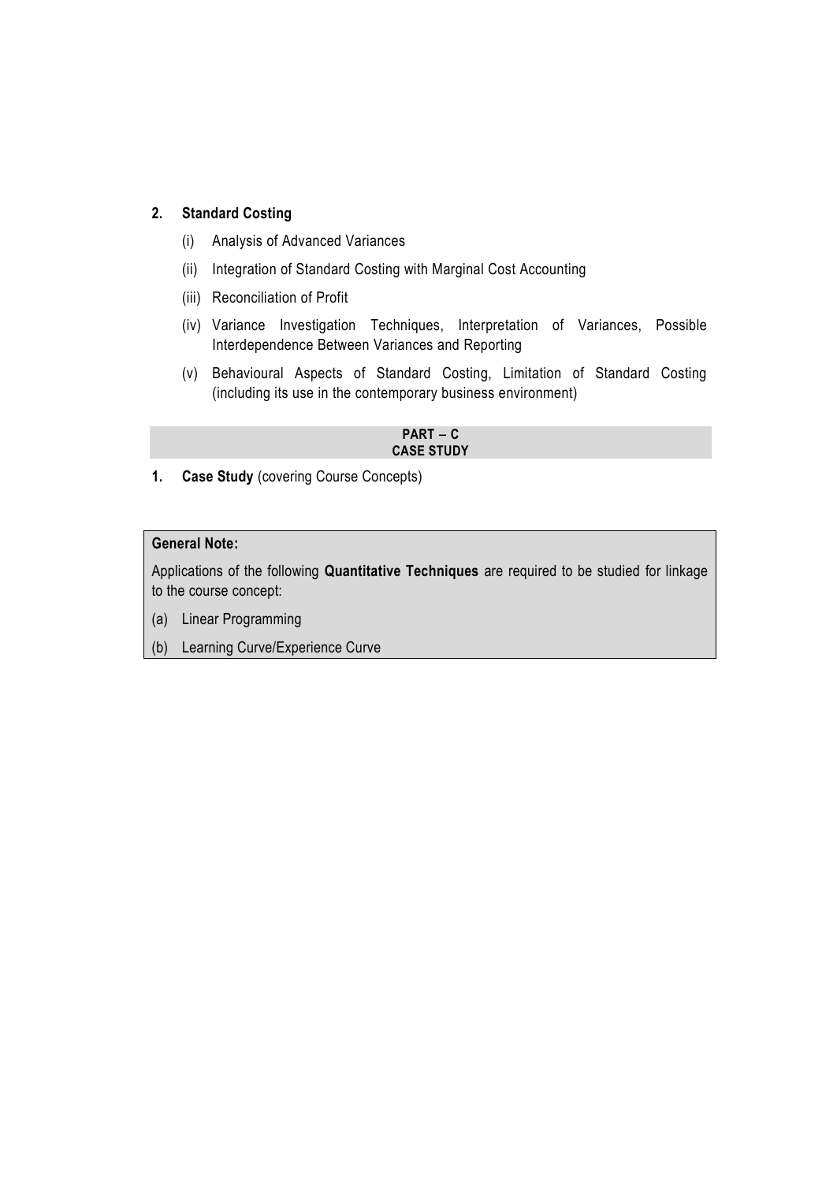**2. Standard Costing**

(i) Analysis of Advanced Variances

(ii) Integration of Standard Costing with Marginal Cost Accounting

(iii) Reconciliation of Profit

(iv) Variance Investigation Techniques, Interpretation of Variances, Possible Interdependence Between Variances and Reporting

(v) Behavioural Aspects of Standard Costing, Limitation of Standard Costing (including its use in the contemporary business environment)

**PART – C**
**CASE STUDY**

**1. Case Study** (covering Course Concepts)

**General Note:**

Applications of the following **Quantitative Techniques** are required to be studied for linkage to the course concept:

(a) Linear Programming

(b) Learning Curve/Experience Curve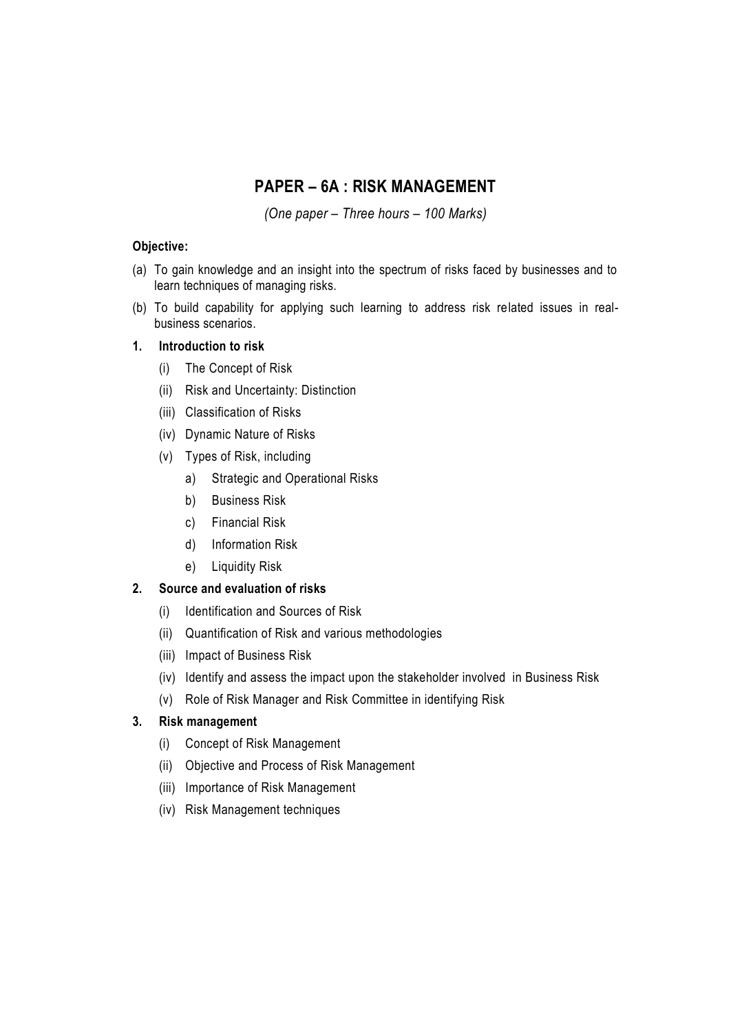## PAPER – 6A : RISK MANAGEMENT

*(One paper – Three hours – 100 Marks)*

**Objective:**

(a) To gain knowledge and an insight into the spectrum of risks faced by businesses and to learn techniques of managing risks.

(b) To build capability for applying such learning to address risk related issues in real-business scenarios.

**1. Introduction to risk**

- (i) The Concept of Risk
- (ii) Risk and Uncertainty: Distinction
- (iii) Classification of Risks
- (iv) Dynamic Nature of Risks
- (v) Types of Risk, including
  - a) Strategic and Operational Risks
  - b) Business Risk
  - c) Financial Risk
  - d) Information Risk
  - e) Liquidity Risk

**2. Source and evaluation of risks**

- (i) Identification and Sources of Risk
- (ii) Quantification of Risk and various methodologies
- (iii) Impact of Business Risk
- (iv) Identify and assess the impact upon the stakeholder involved in Business Risk
- (v) Role of Risk Manager and Risk Committee in identifying Risk

**3. Risk management**

- (i) Concept of Risk Management
- (ii) Objective and Process of Risk Management
- (iii) Importance of Risk Management
- (iv) Risk Management techniques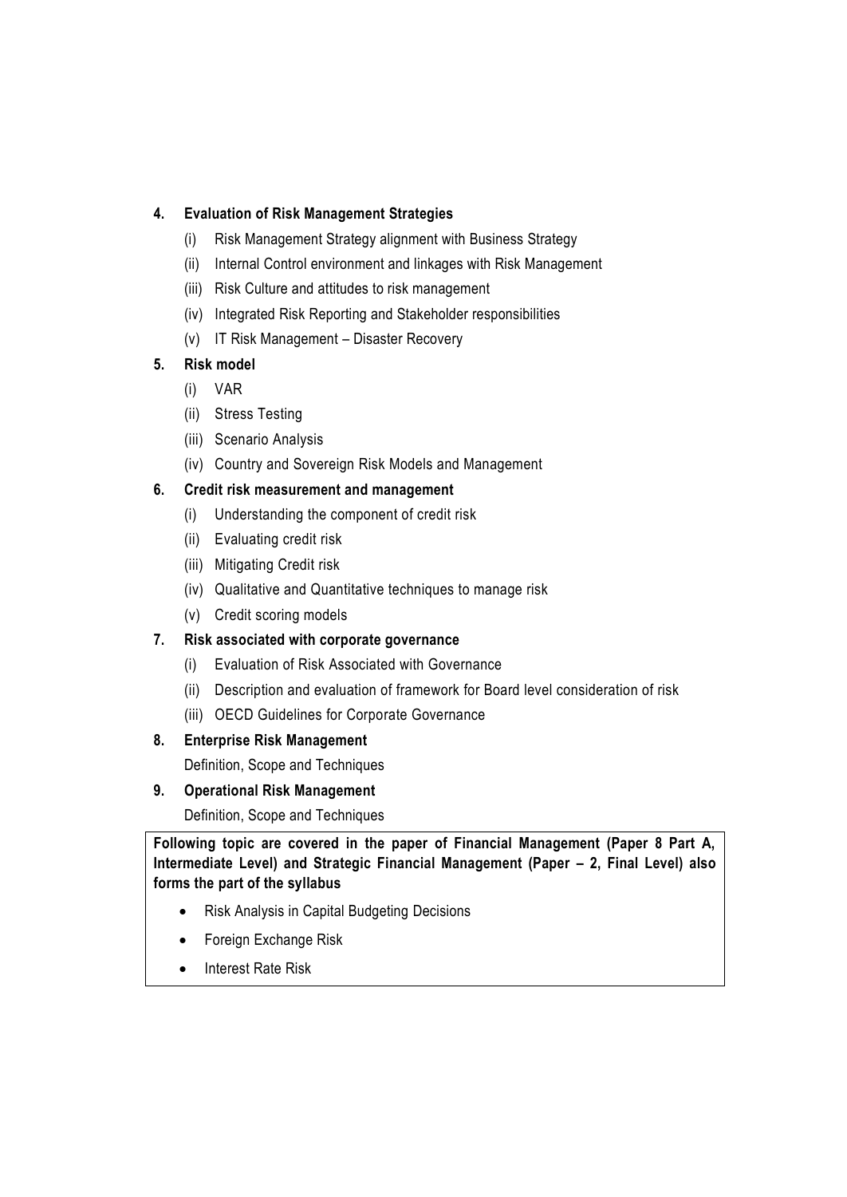**4. Evaluation of Risk Management Strategies**

(i) Risk Management Strategy alignment with Business Strategy

(ii) Internal Control environment and linkages with Risk Management

(iii) Risk Culture and attitudes to risk management

(iv) Integrated Risk Reporting and Stakeholder responsibilities

(v) IT Risk Management – Disaster Recovery

**5. Risk model**

(i) VAR

(ii) Stress Testing

(iii) Scenario Analysis

(iv) Country and Sovereign Risk Models and Management

**6. Credit risk measurement and management**

(i) Understanding the component of credit risk

(ii) Evaluating credit risk

(iii) Mitigating Credit risk

(iv) Qualitative and Quantitative techniques to manage risk

(v) Credit scoring models

**7. Risk associated with corporate governance**

(i) Evaluation of Risk Associated with Governance

(ii) Description and evaluation of framework for Board level consideration of risk

(iii) OECD Guidelines for Corporate Governance

**8. Enterprise Risk Management**

Definition, Scope and Techniques

**9. Operational Risk Management**

Definition, Scope and Techniques

**Following topic are covered in the paper of Financial Management (Paper 8 Part A, Intermediate Level) and Strategic Financial Management (Paper – 2, Final Level) also forms the part of the syllabus**

- Risk Analysis in Capital Budgeting Decisions
- Foreign Exchange Risk
- Interest Rate Risk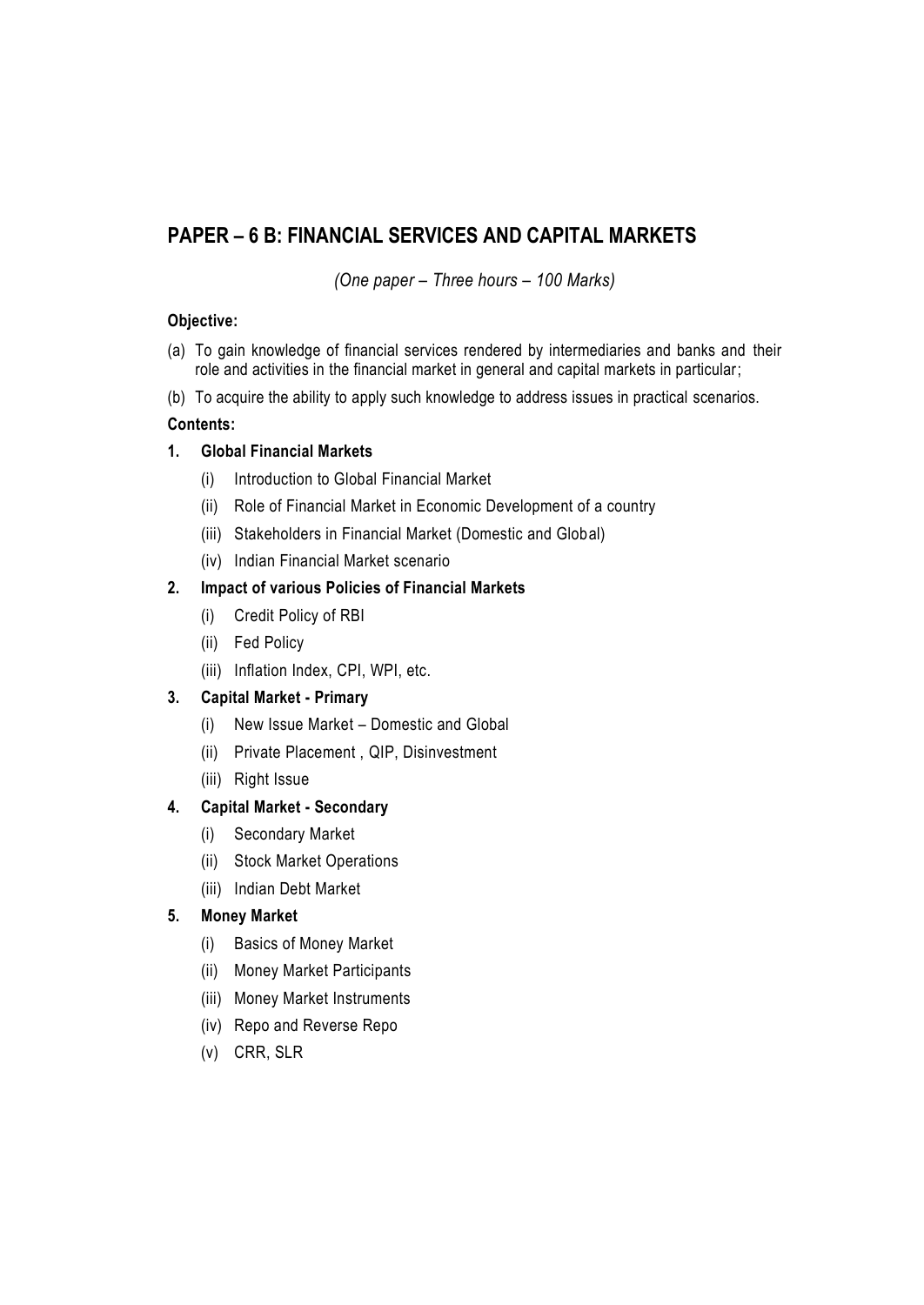## PAPER – 6 B: FINANCIAL SERVICES AND CAPITAL MARKETS

*(One paper – Three hours – 100 Marks)*

**Objective:**

(a) To gain knowledge of financial services rendered by intermediaries and banks and their role and activities in the financial market in general and capital markets in particular;

(b) To acquire the ability to apply such knowledge to address issues in practical scenarios.

**Contents:**

**1. Global Financial Markets**

- (i) Introduction to Global Financial Market
- (ii) Role of Financial Market in Economic Development of a country
- (iii) Stakeholders in Financial Market (Domestic and Global)
- (iv) Indian Financial Market scenario

**2. Impact of various Policies of Financial Markets**

- (i) Credit Policy of RBI
- (ii) Fed Policy
- (iii) Inflation Index, CPI, WPI, etc.

**3. Capital Market - Primary**

- (i) New Issue Market – Domestic and Global
- (ii) Private Placement , QIP, Disinvestment
- (iii) Right Issue

**4. Capital Market - Secondary**

- (i) Secondary Market
- (ii) Stock Market Operations
- (iii) Indian Debt Market

**5. Money Market**

- (i) Basics of Money Market
- (ii) Money Market Participants
- (iii) Money Market Instruments
- (iv) Repo and Reverse Repo
- (v) CRR, SLR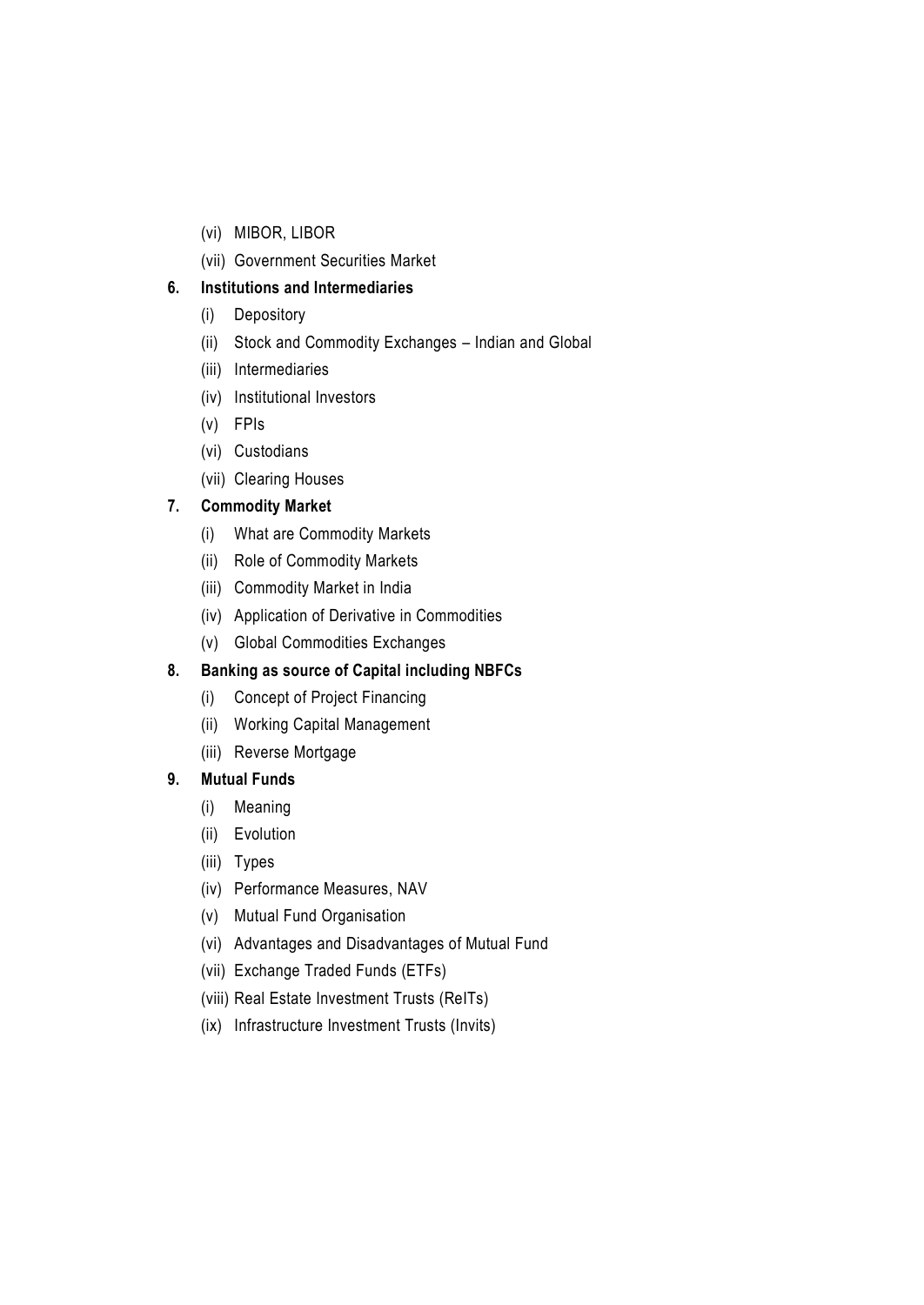(vi) MIBOR, LIBOR

(vii) Government Securities Market

**6. Institutions and Intermediaries**

(i) Depository

(ii) Stock and Commodity Exchanges – Indian and Global

(iii) Intermediaries

(iv) Institutional Investors

(v) FPIs

(vi) Custodians

(vii) Clearing Houses

**7. Commodity Market**

(i) What are Commodity Markets

(ii) Role of Commodity Markets

(iii) Commodity Market in India

(iv) Application of Derivative in Commodities

(v) Global Commodities Exchanges

**8. Banking as source of Capital including NBFCs**

(i) Concept of Project Financing

(ii) Working Capital Management

(iii) Reverse Mortgage

**9. Mutual Funds**

(i) Meaning

(ii) Evolution

(iii) Types

(iv) Performance Measures, NAV

(v) Mutual Fund Organisation

(vi) Advantages and Disadvantages of Mutual Fund

(vii) Exchange Traded Funds (ETFs)

(viii) Real Estate Investment Trusts (ReITs)

(ix) Infrastructure Investment Trusts (Invits)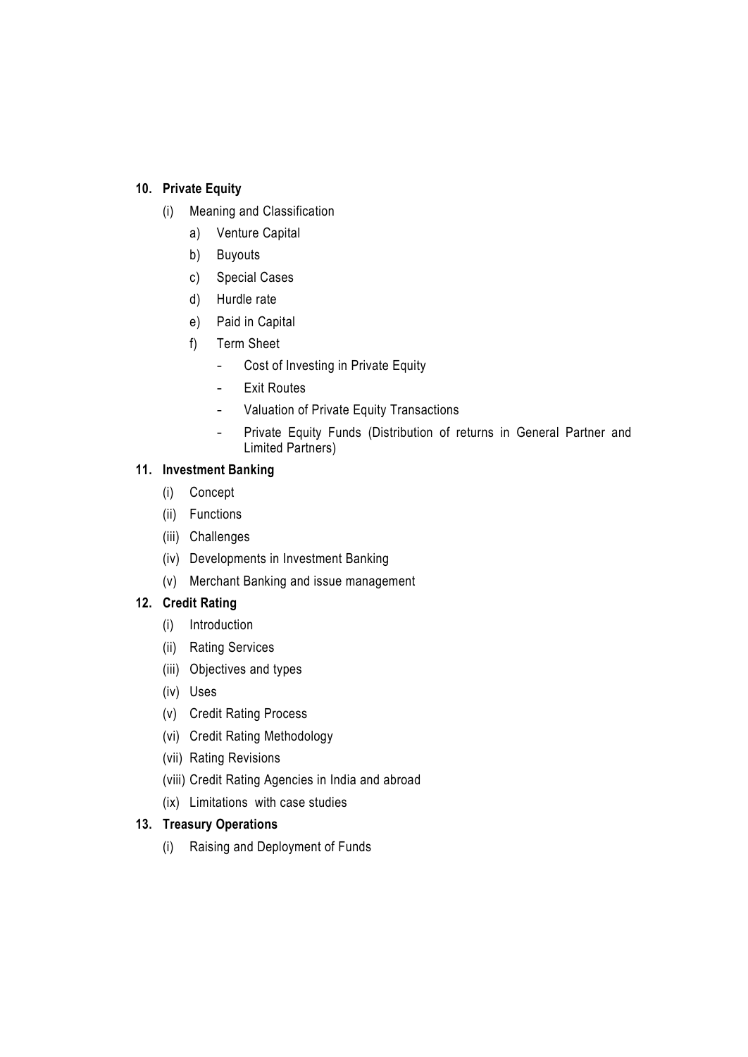**10. Private Equity**

(i) Meaning and Classification

a) Venture Capital

b) Buyouts

c) Special Cases

d) Hurdle rate

e) Paid in Capital

f) Term Sheet

- Cost of Investing in Private Equity
- Exit Routes
- Valuation of Private Equity Transactions
- Private Equity Funds (Distribution of returns in General Partner and Limited Partners)

**11. Investment Banking**

(i) Concept

(ii) Functions

(iii) Challenges

(iv) Developments in Investment Banking

(v) Merchant Banking and issue management

**12. Credit Rating**

(i) Introduction

(ii) Rating Services

(iii) Objectives and types

(iv) Uses

(v) Credit Rating Process

(vi) Credit Rating Methodology

(vii) Rating Revisions

(viii) Credit Rating Agencies in India and abroad

(ix) Limitations with case studies

**13. Treasury Operations**

(i) Raising and Deployment of Funds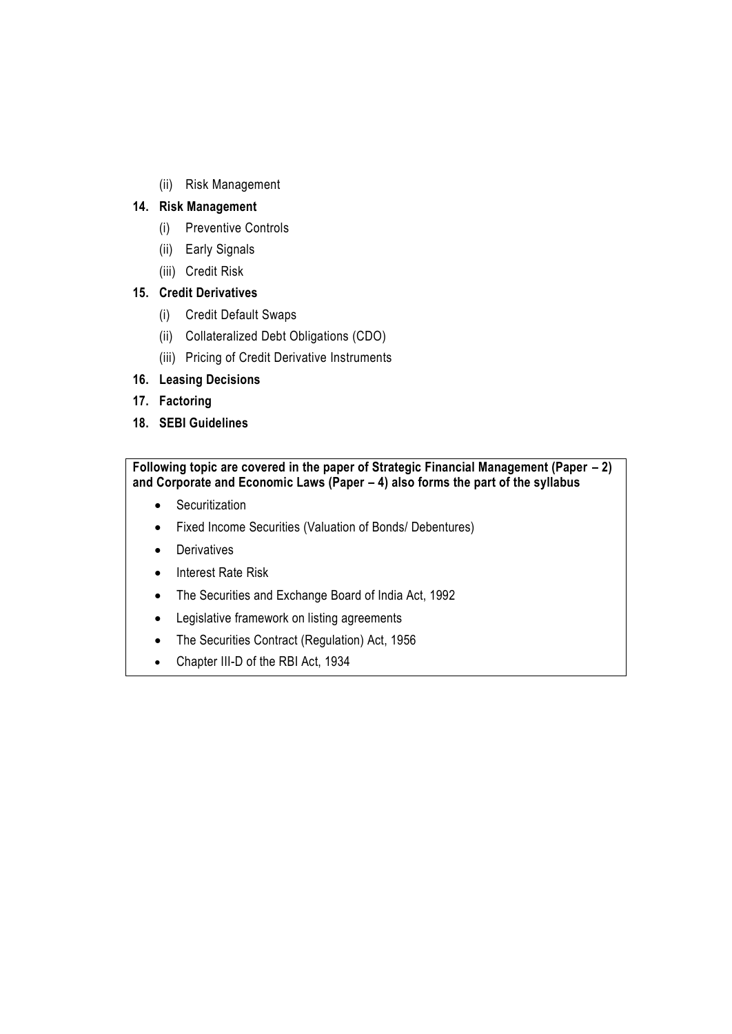(ii) Risk Management

**14. Risk Management**

(i) Preventive Controls

(ii) Early Signals

(iii) Credit Risk

**15. Credit Derivatives**

(i) Credit Default Swaps

(ii) Collateralized Debt Obligations (CDO)

(iii) Pricing of Credit Derivative Instruments

**16. Leasing Decisions**

**17. Factoring**

**18. SEBI Guidelines**

**Following topic are covered in the paper of Strategic Financial Management (Paper – 2) and Corporate and Economic Laws (Paper – 4) also forms the part of the syllabus**

- Securitization
- Fixed Income Securities (Valuation of Bonds/ Debentures)
- Derivatives
- Interest Rate Risk
- The Securities and Exchange Board of India Act, 1992
- Legislative framework on listing agreements
- The Securities Contract (Regulation) Act, 1956
- Chapter III-D of the RBI Act, 1934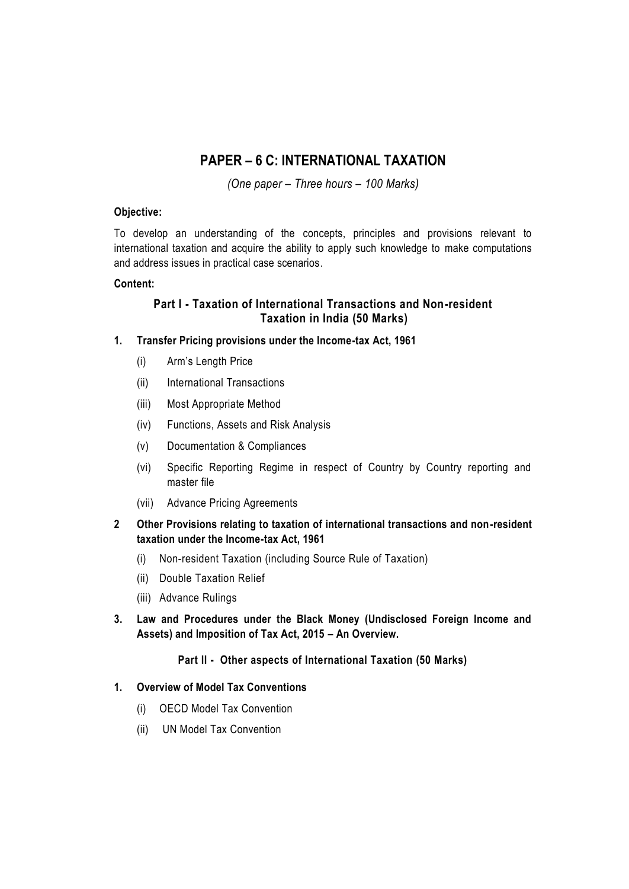# PAPER – 6 C: INTERNATIONAL TAXATION

*(One paper – Three hours – 100 Marks)*

**Objective:**

To develop an understanding of the concepts, principles and provisions relevant to international taxation and acquire the ability to apply such knowledge to make computations and address issues in practical case scenarios.

**Content:**

### Part I - Taxation of International Transactions and Non-resident Taxation in India (50 Marks)

**1. Transfer Pricing provisions under the Income-tax Act, 1961**

(i) Arm's Length Price

(ii) International Transactions

(iii) Most Appropriate Method

(iv) Functions, Assets and Risk Analysis

(v) Documentation & Compliances

(vi) Specific Reporting Regime in respect of Country by Country reporting and master file

(vii) Advance Pricing Agreements

**2 Other Provisions relating to taxation of international transactions and non-resident taxation under the Income-tax Act, 1961**

(i) Non-resident Taxation (including Source Rule of Taxation)

(ii) Double Taxation Relief

(iii) Advance Rulings

**3. Law and Procedures under the Black Money (Undisclosed Foreign Income and Assets) and Imposition of Tax Act, 2015 – An Overview.**

### Part II - Other aspects of International Taxation (50 Marks)

**1. Overview of Model Tax Conventions**

(i) OECD Model Tax Convention

(ii) UN Model Tax Convention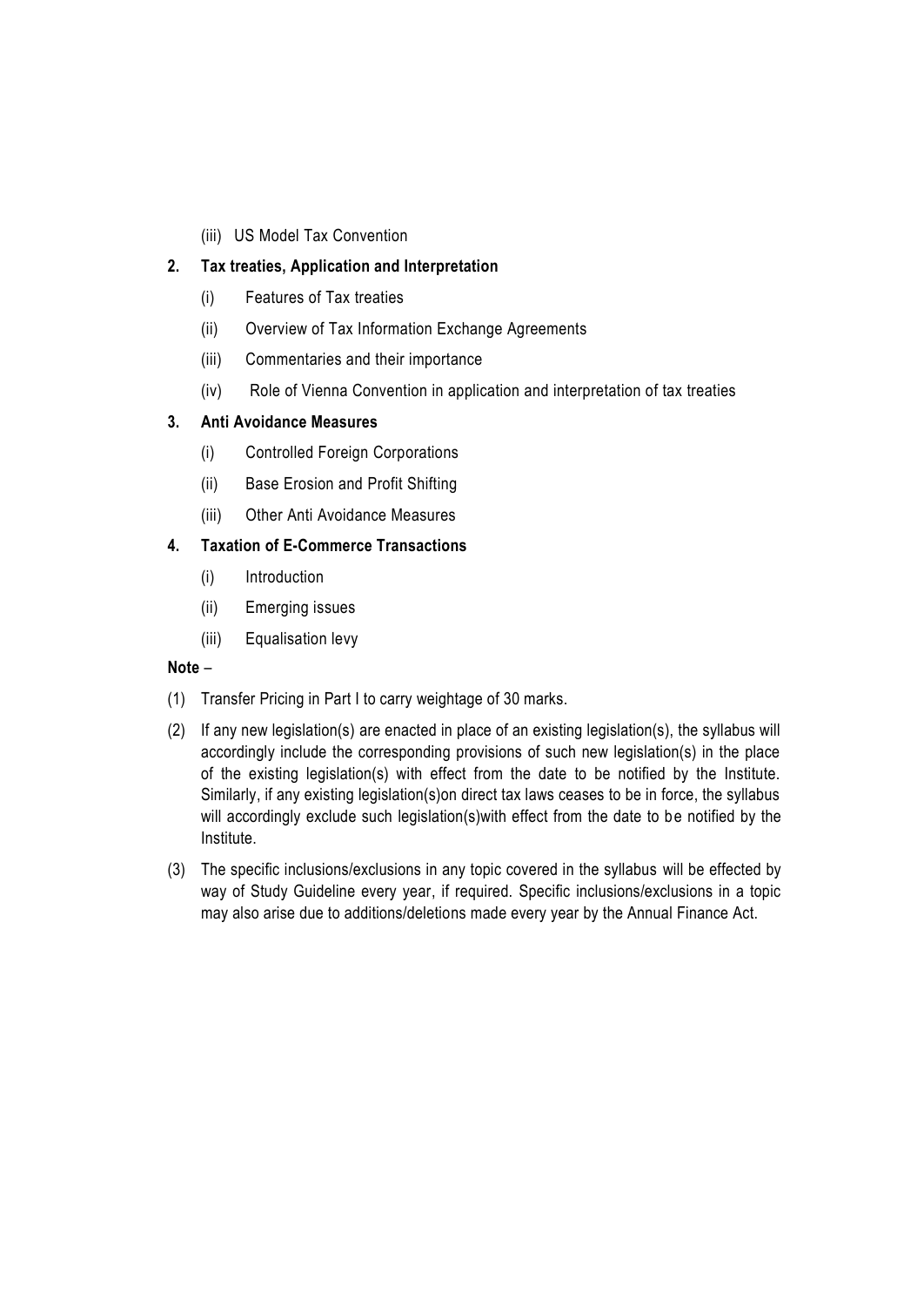(iii) US Model Tax Convention

**2. Tax treaties, Application and Interpretation**

(i) Features of Tax treaties

(ii) Overview of Tax Information Exchange Agreements

(iii) Commentaries and their importance

(iv) Role of Vienna Convention in application and interpretation of tax treaties

**3. Anti Avoidance Measures**

(i) Controlled Foreign Corporations

(ii) Base Erosion and Profit Shifting

(iii) Other Anti Avoidance Measures

**4. Taxation of E-Commerce Transactions**

(i) Introduction

(ii) Emerging issues

(iii) Equalisation levy

**Note** –

(1) Transfer Pricing in Part I to carry weightage of 30 marks.

(2) If any new legislation(s) are enacted in place of an existing legislation(s), the syllabus will accordingly include the corresponding provisions of such new legislation(s) in the place of the existing legislation(s) with effect from the date to be notified by the Institute. Similarly, if any existing legislation(s)on direct tax laws ceases to be in force, the syllabus will accordingly exclude such legislation(s)with effect from the date to be notified by the Institute.

(3) The specific inclusions/exclusions in any topic covered in the syllabus will be effected by way of Study Guideline every year, if required. Specific inclusions/exclusions in a topic may also arise due to additions/deletions made every year by the Annual Finance Act.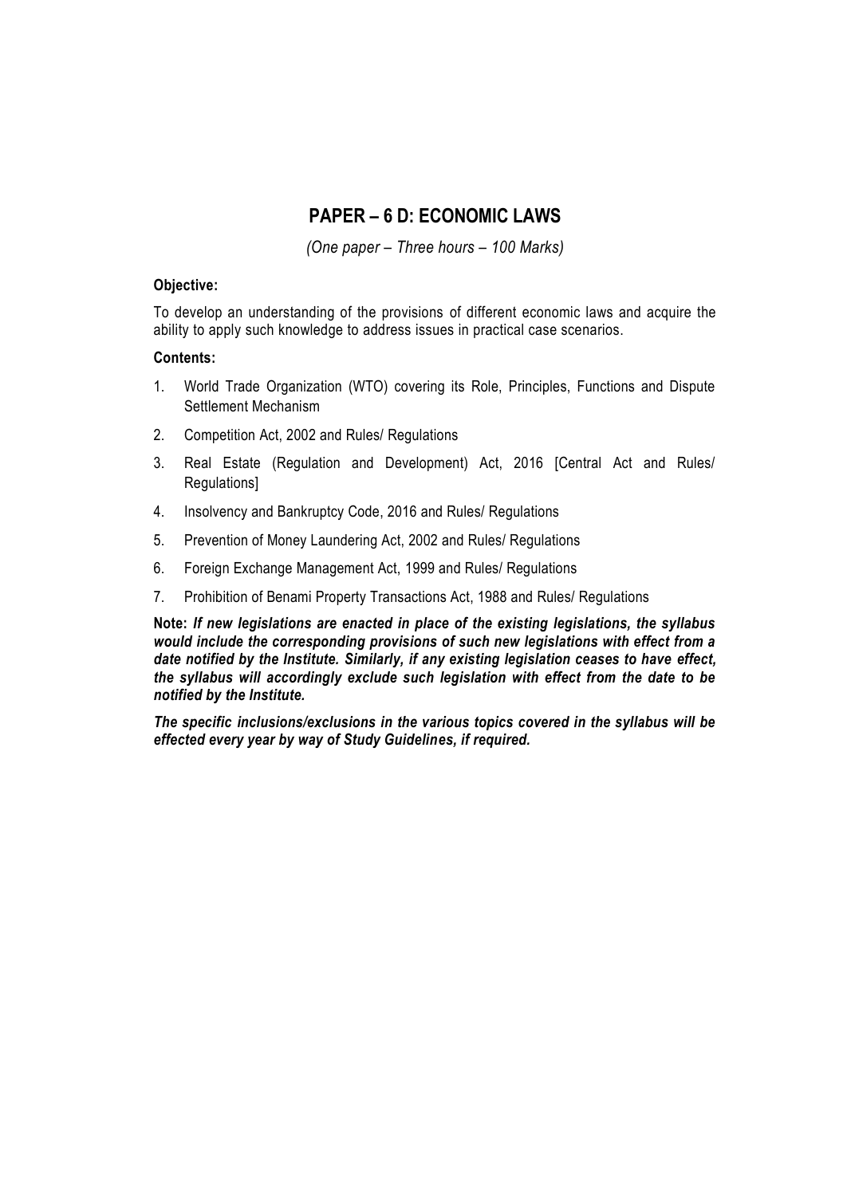## PAPER – 6 D: ECONOMIC LAWS

*(One paper – Three hours – 100 Marks)*

**Objective:**

To develop an understanding of the provisions of different economic laws and acquire the ability to apply such knowledge to address issues in practical case scenarios.

**Contents:**

1. World Trade Organization (WTO) covering its Role, Principles, Functions and Dispute Settlement Mechanism
2. Competition Act, 2002 and Rules/ Regulations
3. Real Estate (Regulation and Development) Act, 2016 [Central Act and Rules/ Regulations]
4. Insolvency and Bankruptcy Code, 2016 and Rules/ Regulations
5. Prevention of Money Laundering Act, 2002 and Rules/ Regulations
6. Foreign Exchange Management Act, 1999 and Rules/ Regulations
7. Prohibition of Benami Property Transactions Act, 1988 and Rules/ Regulations

**Note:** ***If new legislations are enacted in place of the existing legislations, the syllabus would include the corresponding provisions of such new legislations with effect from a date notified by the Institute. Similarly, if any existing legislation ceases to have effect, the syllabus will accordingly exclude such legislation with effect from the date to be notified by the Institute.***

***The specific inclusions/exclusions in the various topics covered in the syllabus will be effected every year by way of Study Guidelines, if required.***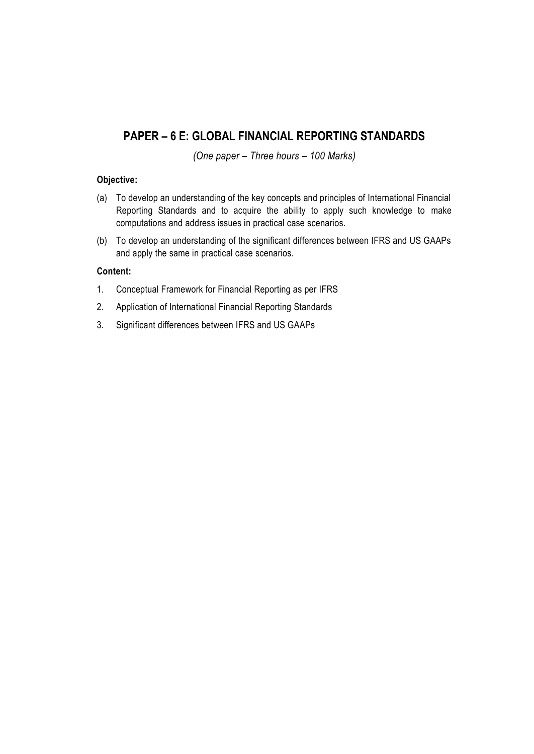## PAPER – 6 E: GLOBAL FINANCIAL REPORTING STANDARDS

*(One paper – Three hours – 100 Marks)*

**Objective:**

(a) To develop an understanding of the key concepts and principles of International Financial Reporting Standards and to acquire the ability to apply such knowledge to make computations and address issues in practical case scenarios.

(b) To develop an understanding of the significant differences between IFRS and US GAAPs and apply the same in practical case scenarios.

**Content:**

1. Conceptual Framework for Financial Reporting as per IFRS
2. Application of International Financial Reporting Standards
3. Significant differences between IFRS and US GAAPs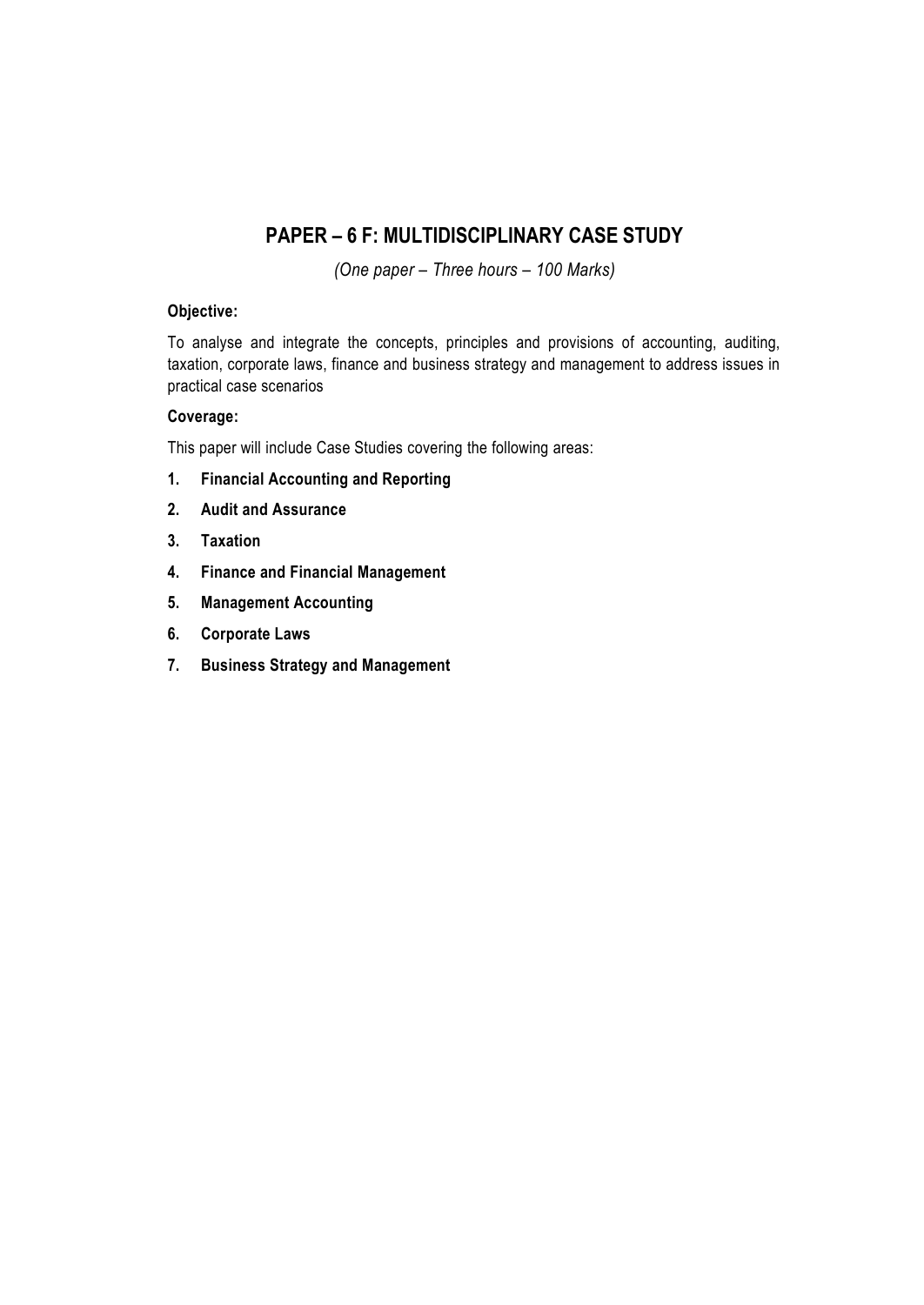## PAPER – 6 F: MULTIDISCIPLINARY CASE STUDY

*(One paper – Three hours – 100 Marks)*

**Objective:**

To analyse and integrate the concepts, principles and provisions of accounting, auditing, taxation, corporate laws, finance and business strategy and management to address issues in practical case scenarios

**Coverage:**

This paper will include Case Studies covering the following areas:

1. **Financial Accounting and Reporting**
2. **Audit and Assurance**
3. **Taxation**
4. **Finance and Financial Management**
5. **Management Accounting**
6. **Corporate Laws**
7. **Business Strategy and Management**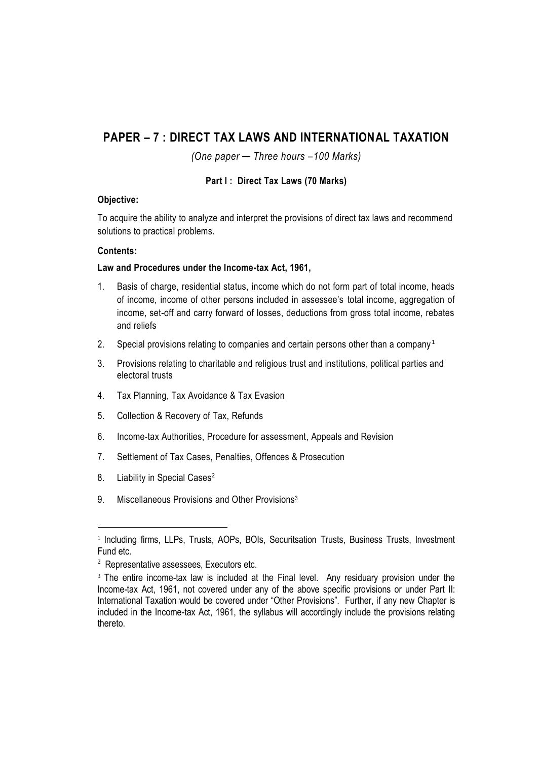## PAPER – 7 : DIRECT TAX LAWS AND INTERNATIONAL TAXATION

*(One paper ─ Three hours –100 Marks)*

### Part I : Direct Tax Laws (70 Marks)

**Objective:**

To acquire the ability to analyze and interpret the provisions of direct tax laws and recommend solutions to practical problems.

**Contents:**

**Law and Procedures under the Income-tax Act, 1961,**

1. Basis of charge, residential status, income which do not form part of total income, heads of income, income of other persons included in assessee's total income, aggregation of income, set-off and carry forward of losses, deductions from gross total income, rebates and reliefs
2. Special provisions relating to companies and certain persons other than a company[1]
3. Provisions relating to charitable and religious trust and institutions, political parties and electoral trusts
4. Tax Planning, Tax Avoidance & Tax Evasion
5. Collection & Recovery of Tax, Refunds
6. Income-tax Authorities, Procedure for assessment, Appeals and Revision
7. Settlement of Tax Cases, Penalties, Offences & Prosecution
8. Liability in Special Cases[2]
9. Miscellaneous Provisions and Other Provisions[3]

---

[1] Including firms, LLPs, Trusts, AOPs, BOIs, Securitsation Trusts, Business Trusts, Investment Fund etc.

[2] Representative assessees, Executors etc.

[3] The entire income-tax law is included at the Final level. Any residuary provision under the Income-tax Act, 1961, not covered under any of the above specific provisions or under Part II: International Taxation would be covered under "Other Provisions". Further, if any new Chapter is included in the Income-tax Act, 1961, the syllabus will accordingly include the provisions relating thereto.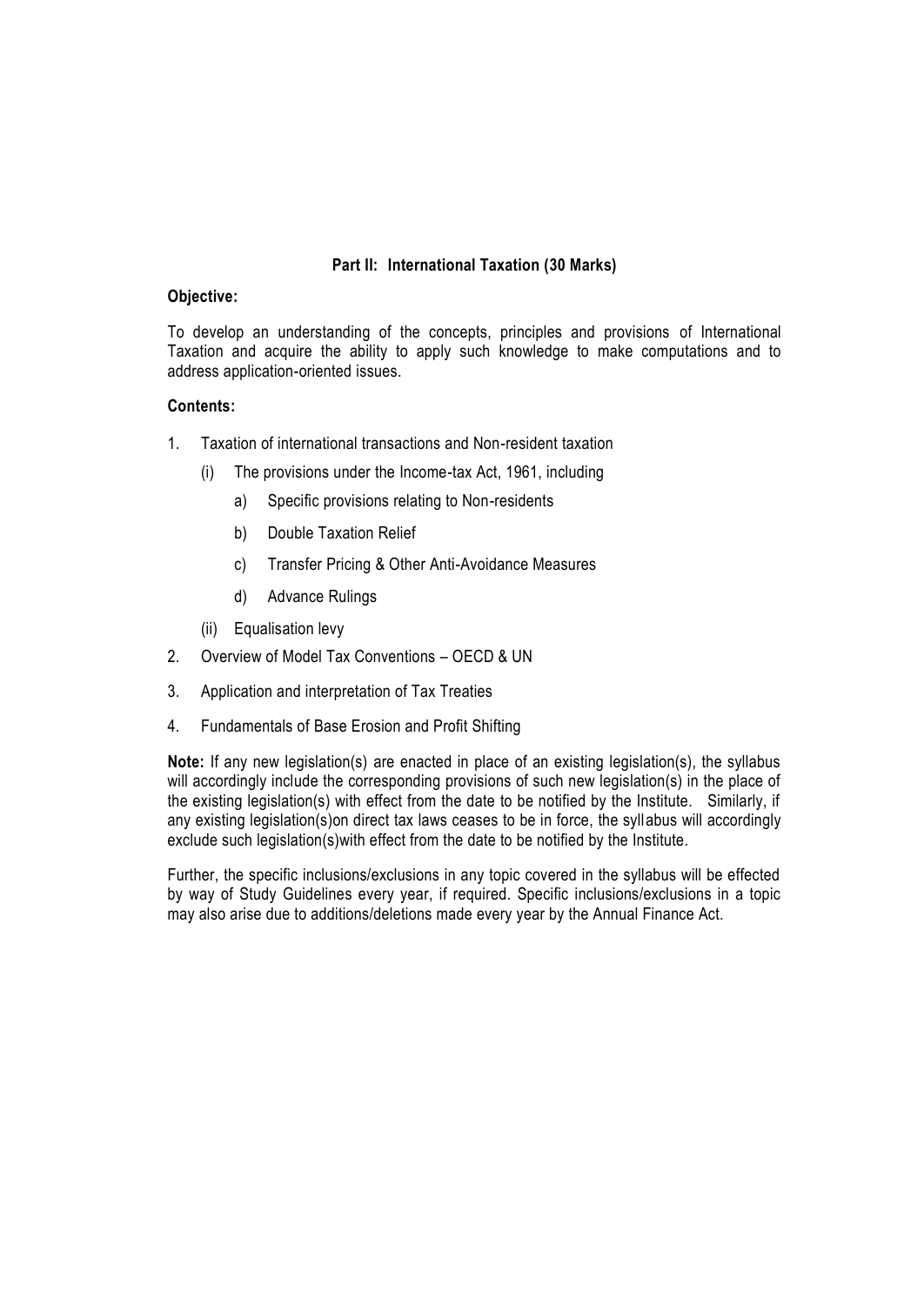## Part II: International Taxation (30 Marks)

**Objective:**

To develop an understanding of the concepts, principles and provisions of International Taxation and acquire the ability to apply such knowledge to make computations and to address application-oriented issues.

**Contents:**

1. Taxation of international transactions and Non-resident taxation
   - (i) The provisions under the Income-tax Act, 1961, including
     - a) Specific provisions relating to Non-residents
     - b) Double Taxation Relief
     - c) Transfer Pricing & Other Anti-Avoidance Measures
     - d) Advance Rulings
   - (ii) Equalisation levy
2. Overview of Model Tax Conventions – OECD & UN
3. Application and interpretation of Tax Treaties
4. Fundamentals of Base Erosion and Profit Shifting

**Note:** If any new legislation(s) are enacted in place of an existing legislation(s), the syllabus will accordingly include the corresponding provisions of such new legislation(s) in the place of the existing legislation(s) with effect from the date to be notified by the Institute. Similarly, if any existing legislation(s)on direct tax laws ceases to be in force, the syllabus will accordingly exclude such legislation(s)with effect from the date to be notified by the Institute.

Further, the specific inclusions/exclusions in any topic covered in the syllabus will be effected by way of Study Guidelines every year, if required. Specific inclusions/exclusions in a topic may also arise due to additions/deletions made every year by the Annual Finance Act.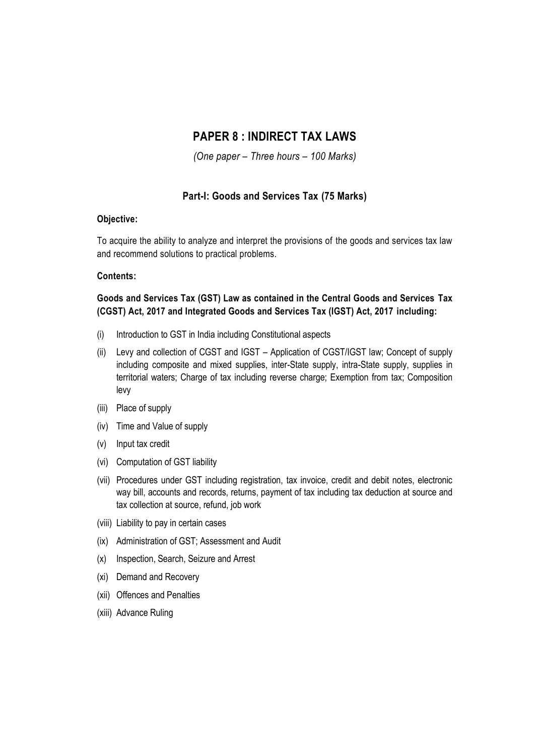# PAPER 8 : INDIRECT TAX LAWS

*(One paper – Three hours – 100 Marks)*

## Part-I: Goods and Services Tax (75 Marks)

**Objective:**

To acquire the ability to analyze and interpret the provisions of the goods and services tax law and recommend solutions to practical problems.

**Contents:**

**Goods and Services Tax (GST) Law as contained in the Central Goods and Services Tax (CGST) Act, 2017 and Integrated Goods and Services Tax (IGST) Act, 2017 including:**

(i) Introduction to GST in India including Constitutional aspects

(ii) Levy and collection of CGST and IGST – Application of CGST/IGST law; Concept of supply including composite and mixed supplies, inter-State supply, intra-State supply, supplies in territorial waters; Charge of tax including reverse charge; Exemption from tax; Composition levy

(iii) Place of supply

(iv) Time and Value of supply

(v) Input tax credit

(vi) Computation of GST liability

(vii) Procedures under GST including registration, tax invoice, credit and debit notes, electronic way bill, accounts and records, returns, payment of tax including tax deduction at source and tax collection at source, refund, job work

(viii) Liability to pay in certain cases

(ix) Administration of GST; Assessment and Audit

(x) Inspection, Search, Seizure and Arrest

(xi) Demand and Recovery

(xii) Offences and Penalties

(xiii) Advance Ruling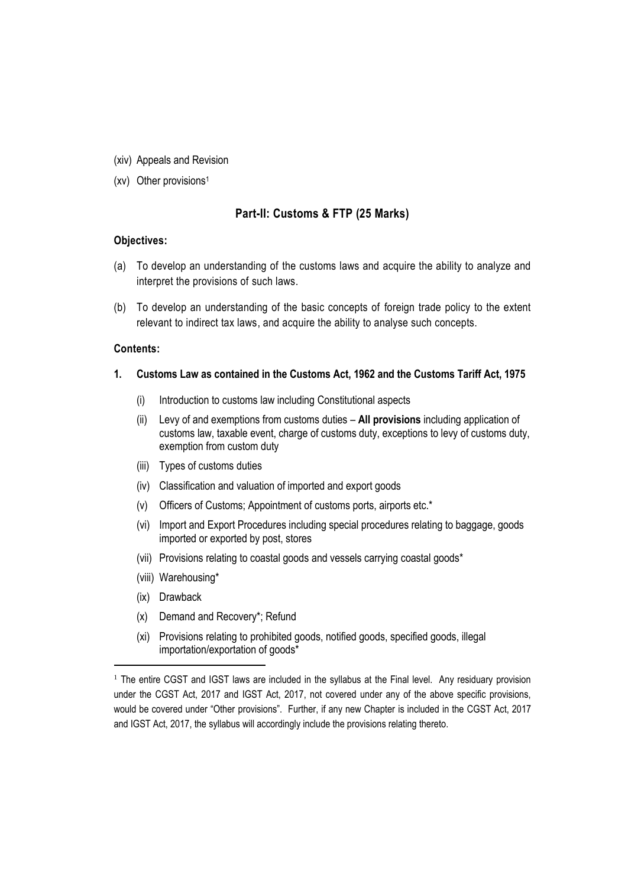(xiv) Appeals and Revision

(xv) Other provisions[1]

## Part-II: Customs & FTP (25 Marks)

**Objectives:**

(a) To develop an understanding of the customs laws and acquire the ability to analyze and interpret the provisions of such laws.

(b) To develop an understanding of the basic concepts of foreign trade policy to the extent relevant to indirect tax laws, and acquire the ability to analyse such concepts.

**Contents:**

**1. Customs Law as contained in the Customs Act, 1962 and the Customs Tariff Act, 1975**

(i) Introduction to customs law including Constitutional aspects

(ii) Levy of and exemptions from customs duties – **All provisions** including application of customs law, taxable event, charge of customs duty, exceptions to levy of customs duty, exemption from custom duty

(iii) Types of customs duties

(iv) Classification and valuation of imported and export goods

(v) Officers of Customs; Appointment of customs ports, airports etc.*

(vi) Import and Export Procedures including special procedures relating to baggage, goods imported or exported by post, stores

(vii) Provisions relating to coastal goods and vessels carrying coastal goods*

(viii) Warehousing*

(ix) Drawback

(x) Demand and Recovery*; Refund

(xi) Provisions relating to prohibited goods, notified goods, specified goods, illegal importation/exportation of goods*

---

[1] The entire CGST and IGST laws are included in the syllabus at the Final level. Any residuary provision under the CGST Act, 2017 and IGST Act, 2017, not covered under any of the above specific provisions, would be covered under "Other provisions". Further, if any new Chapter is included in the CGST Act, 2017 and IGST Act, 2017, the syllabus will accordingly include the provisions relating thereto.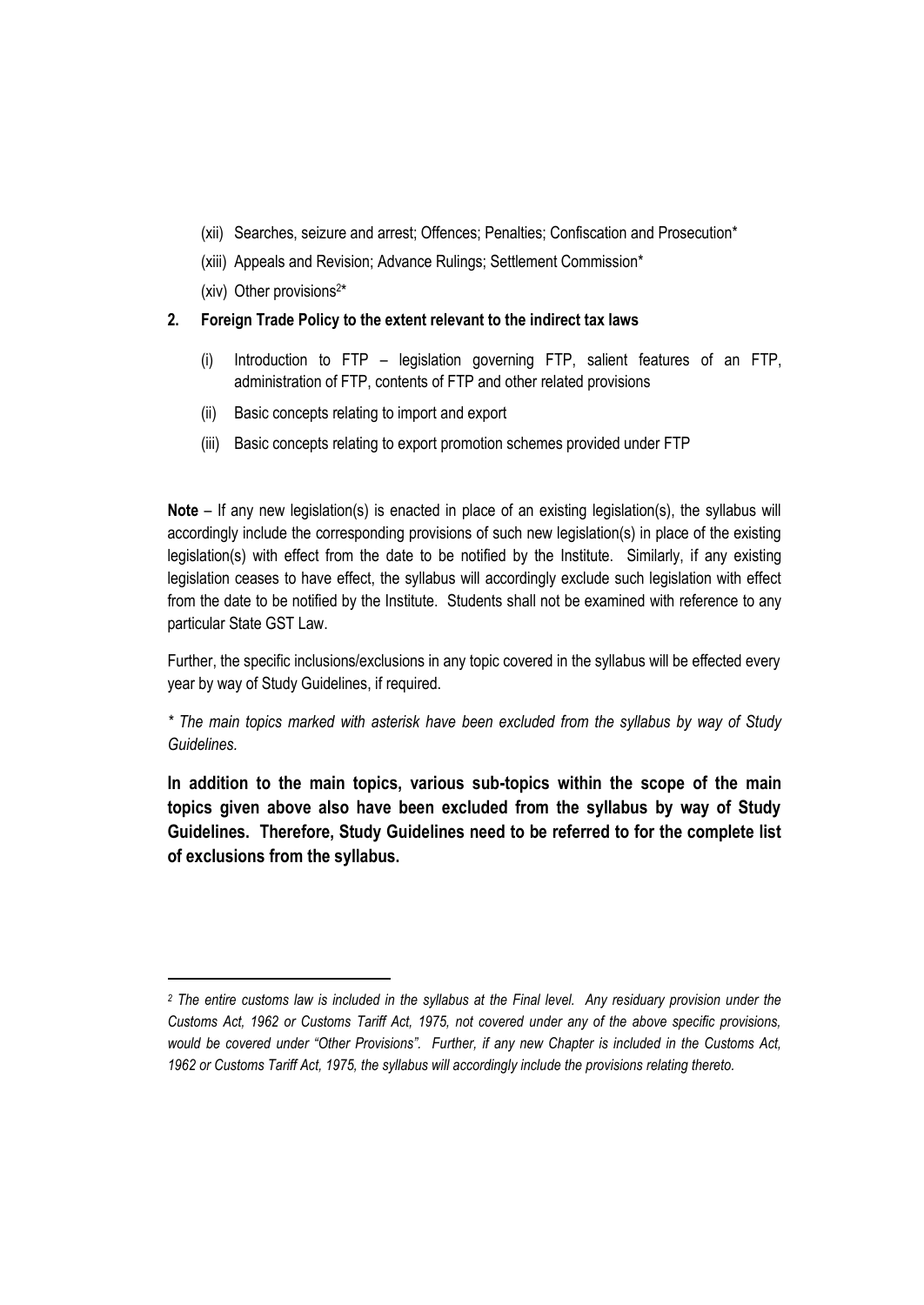(xii) Searches, seizure and arrest; Offences; Penalties; Confiscation and Prosecution*

(xiii) Appeals and Revision; Advance Rulings; Settlement Commission*

(xiv) Other provisions[2]*

**2. Foreign Trade Policy to the extent relevant to the indirect tax laws**

(i) Introduction to FTP – legislation governing FTP, salient features of an FTP, administration of FTP, contents of FTP and other related provisions

(ii) Basic concepts relating to import and export

(iii) Basic concepts relating to export promotion schemes provided under FTP

**Note** – If any new legislation(s) is enacted in place of an existing legislation(s), the syllabus will accordingly include the corresponding provisions of such new legislation(s) in place of the existing legislation(s) with effect from the date to be notified by the Institute. Similarly, if any existing legislation ceases to have effect, the syllabus will accordingly exclude such legislation with effect from the date to be notified by the Institute. Students shall not be examined with reference to any particular State GST Law.

Further, the specific inclusions/exclusions in any topic covered in the syllabus will be effected every year by way of Study Guidelines, if required.

*\* The main topics marked with asterisk have been excluded from the syllabus by way of Study Guidelines.*

**In addition to the main topics, various sub-topics within the scope of the main topics given above also have been excluded from the syllabus by way of Study Guidelines. Therefore, Study Guidelines need to be referred to for the complete list of exclusions from the syllabus.**

---

*[2] The entire customs law is included in the syllabus at the Final level. Any residuary provision under the Customs Act, 1962 or Customs Tariff Act, 1975, not covered under any of the above specific provisions, would be covered under "Other Provisions". Further, if any new Chapter is included in the Customs Act, 1962 or Customs Tariff Act, 1975, the syllabus will accordingly include the provisions relating thereto.*